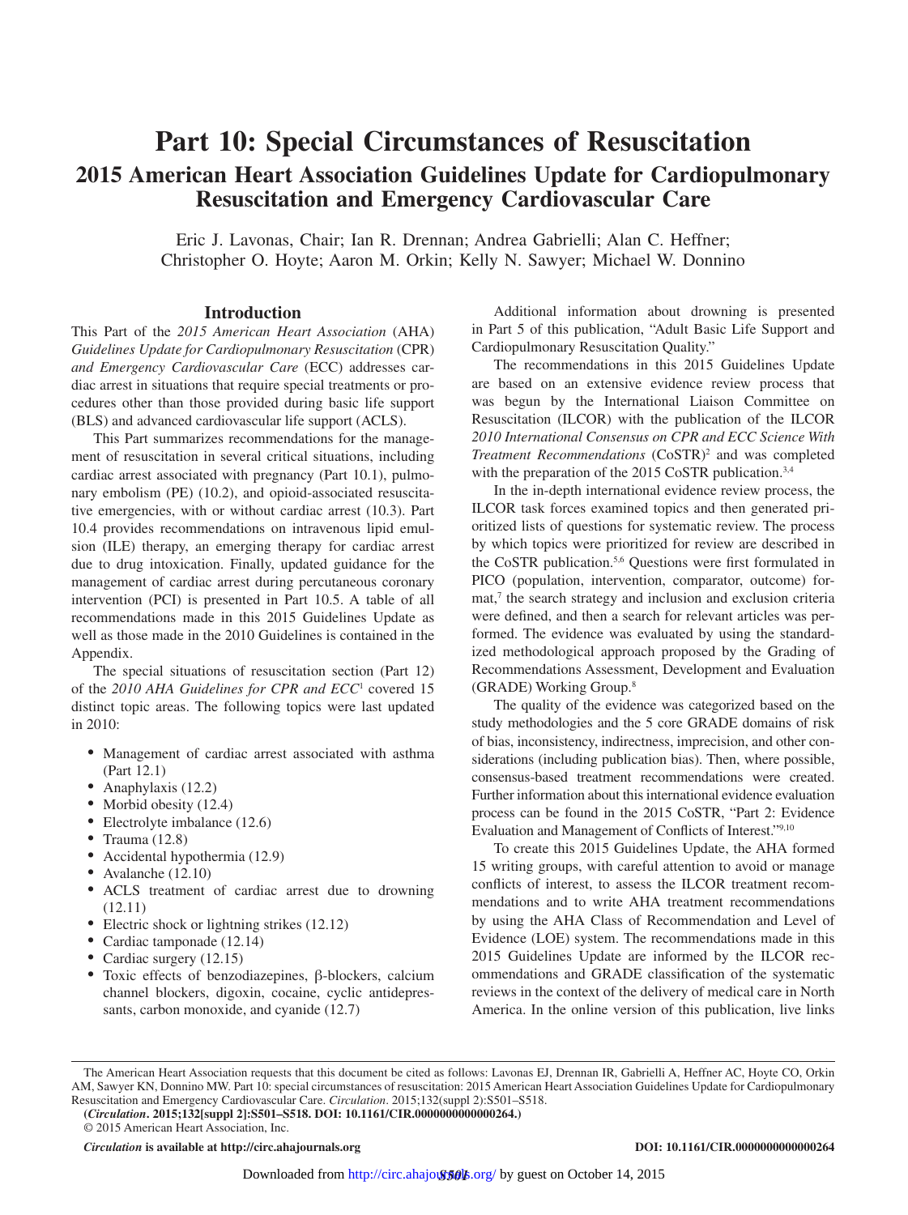# Part 10: Special Circumstances of Resuscitation

## 2015 American Heart Association Guidelines Update for Cardiopulmonary Resuscitation and Emergency Cardiovascular Care

Eric J. Lavonas, Chair; Ian R. Drennan; Andrea Gabrielli; Alan C. Heffner; Christopher O. Hoyte; Aaron M. Orkin; Kelly N. Sawyer; Michael W. Donnino

### Introduction

This Part of the *2015 American Heart Association* (AHA) *Guidelines Update for Cardiopulmonary Resuscitation* (CPR) *and Emergency Cardiovascular Care* (ECC) addresses cardiac arrest in situations that require special treatments or procedures other than those provided during basic life support (BLS) and advanced cardiovascular life support (ACLS).

This Part summarizes recommendations for the management of resuscitation in several critical situations, including cardiac arrest associated with pregnancy (Part 10.1), pulmonary embolism (PE) (10.2), and opioid-associated resuscitative emergencies, with or without cardiac arrest (10.3). Part 10.4 provides recommendations on intravenous lipid emulsion (ILE) therapy, an emerging therapy for cardiac arrest due to drug intoxication. Finally, updated guidance for the management of cardiac arrest during percutaneous coronary intervention (PCI) is presented in Part 10.5. A table of all recommendations made in this 2015 Guidelines Update as well as those made in the 2010 Guidelines is contained in the Appendix.

The special situations of resuscitation section (Part 12) of the *2010 AHA Guidelines for CPR and ECC*[1] covered 15 distinct topic areas. The following topics were last updated in 2010:

- Management of cardiac arrest associated with asthma (Part 12.1)
- Anaphylaxis (12.2)
- Morbid obesity (12.4)
- Electrolyte imbalance (12.6)
- Trauma (12.8)
- Accidental hypothermia (12.9)
- Avalanche (12.10)
- ACLS treatment of cardiac arrest due to drowning (12.11)
- Electric shock or lightning strikes (12.12)
- Cardiac tamponade (12.14)
- Cardiac surgery (12.15)
- Toxic effects of benzodiazepines, β-blockers, calcium channel blockers, digoxin, cocaine, cyclic antidepressants, carbon monoxide, and cyanide (12.7)

Additional information about drowning is presented in Part 5 of this publication, "Adult Basic Life Support and Cardiopulmonary Resuscitation Quality."

The recommendations in this 2015 Guidelines Update are based on an extensive evidence review process that was begun by the International Liaison Committee on Resuscitation (ILCOR) with the publication of the ILCOR *2010 International Consensus on CPR and ECC Science With Treatment Recommendations* (CoSTR)[2] and was completed with the preparation of the 2015 CoSTR publication.[3,4]

In the in-depth international evidence review process, the ILCOR task forces examined topics and then generated prioritized lists of questions for systematic review. The process by which topics were prioritized for review are described in the CoSTR publication.[5,6] Questions were first formulated in PICO (population, intervention, comparator, outcome) format,[7] the search strategy and inclusion and exclusion criteria were defined, and then a search for relevant articles was performed. The evidence was evaluated by using the standardized methodological approach proposed by the Grading of Recommendations Assessment, Development and Evaluation (GRADE) Working Group.[8]

The quality of the evidence was categorized based on the study methodologies and the 5 core GRADE domains of risk of bias, inconsistency, indirectness, imprecision, and other considerations (including publication bias). Then, where possible, consensus-based treatment recommendations were created. Further information about this international evidence evaluation process can be found in the 2015 CoSTR, "Part 2: Evidence Evaluation and Management of Conflicts of Interest."[9,10]

To create this 2015 Guidelines Update, the AHA formed 15 writing groups, with careful attention to avoid or manage conflicts of interest, to assess the ILCOR treatment recommendations and to write AHA treatment recommendations by using the AHA Class of Recommendation and Level of Evidence (LOE) system. The recommendations made in this 2015 Guidelines Update are informed by the ILCOR recommendations and GRADE classification of the systematic reviews in the context of the delivery of medical care in North America. In the online version of this publication, live links

---

The American Heart Association requests that this document be cited as follows: Lavonas EJ, Drennan IR, Gabrielli A, Heffner AC, Hoyte CO, Orkin AM, Sawyer KN, Donnino MW. Part 10: special circumstances of resuscitation: 2015 American Heart Association Guidelines Update for Cardiopulmonary Resuscitation and Emergency Cardiovascular Care. *Circulation*. 2015;132(suppl 2):S501–S518.

**(*Circulation*. 2015;132[suppl 2]:S501–S518. DOI: 10.1161/CIR.0000000000000264.)**

© 2015 American Heart Association, Inc.

***Circulation* is available at http://circ.ahajournals.org** **DOI: 10.1161/CIR.0000000000000264**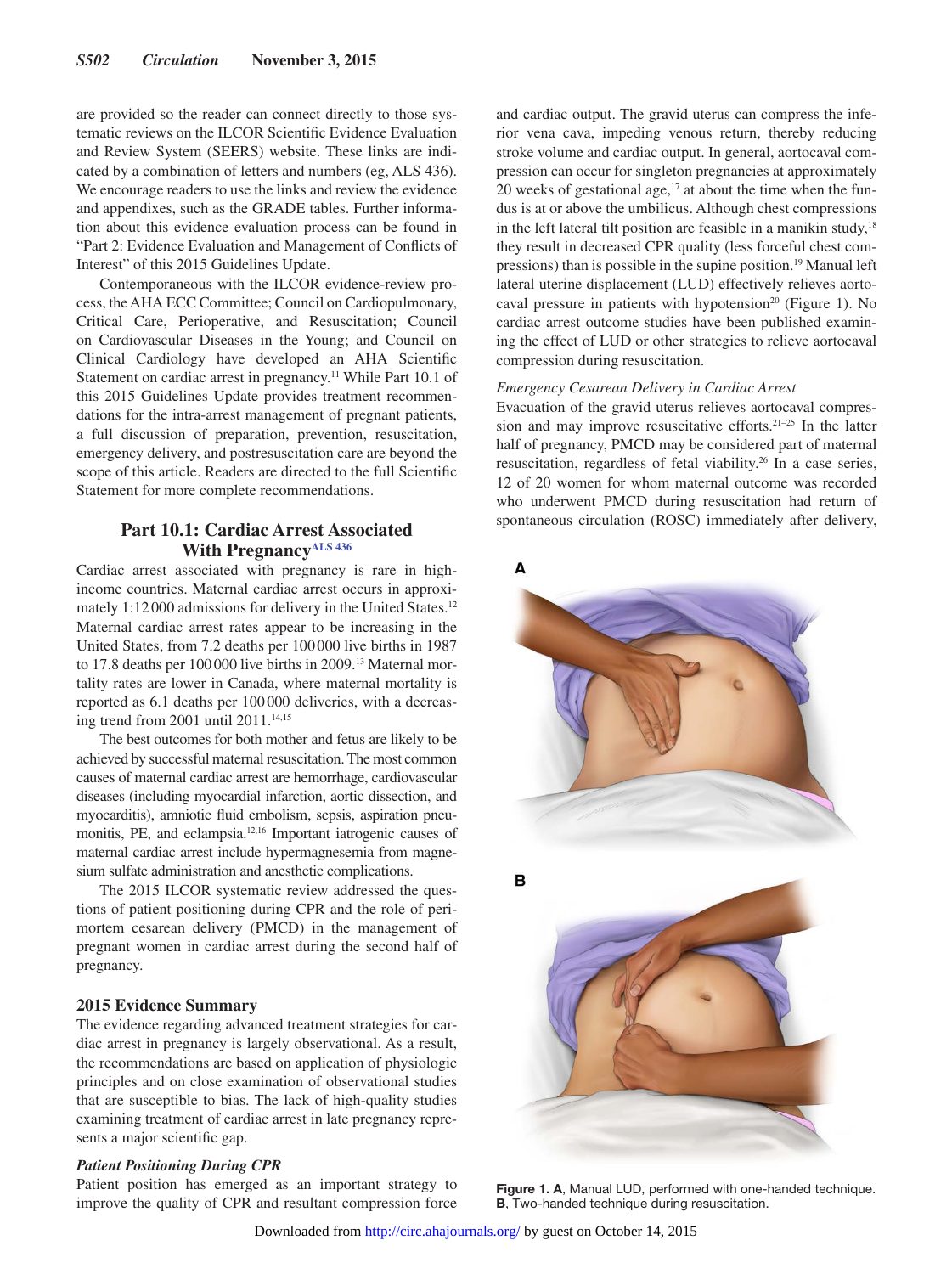are provided so the reader can connect directly to those systematic reviews on the ILCOR Scientific Evidence Evaluation and Review System (SEERS) website. These links are indicated by a combination of letters and numbers (eg, ALS 436). We encourage readers to use the links and review the evidence and appendixes, such as the GRADE tables. Further information about this evidence evaluation process can be found in "Part 2: Evidence Evaluation and Management of Conflicts of Interest" of this 2015 Guidelines Update.

Contemporaneous with the ILCOR evidence-review process, the AHA ECC Committee; Council on Cardiopulmonary, Critical Care, Perioperative, and Resuscitation; Council on Cardiovascular Diseases in the Young; and Council on Clinical Cardiology have developed an AHA Scientific Statement on cardiac arrest in pregnancy.[11] While Part 10.1 of this 2015 Guidelines Update provides treatment recommendations for the intra-arrest management of pregnant patients, a full discussion of preparation, prevention, resuscitation, emergency delivery, and postresuscitation care are beyond the scope of this article. Readers are directed to the full Scientific Statement for more complete recommendations.

## Part 10.1: Cardiac Arrest Associated With Pregnancy[ALS 436]

Cardiac arrest associated with pregnancy is rare in high-income countries. Maternal cardiac arrest occurs in approximately 1:12 000 admissions for delivery in the United States.[12] Maternal cardiac arrest rates appear to be increasing in the United States, from 7.2 deaths per 100 000 live births in 1987 to 17.8 deaths per 100 000 live births in 2009.[13] Maternal mortality rates are lower in Canada, where maternal mortality is reported as 6.1 deaths per 100 000 deliveries, with a decreasing trend from 2001 until 2011.[14,15]

The best outcomes for both mother and fetus are likely to be achieved by successful maternal resuscitation. The most common causes of maternal cardiac arrest are hemorrhage, cardiovascular diseases (including myocardial infarction, aortic dissection, and myocarditis), amniotic fluid embolism, sepsis, aspiration pneumonitis, PE, and eclampsia.[12,16] Important iatrogenic causes of maternal cardiac arrest include hypermagnesemia from magnesium sulfate administration and anesthetic complications.

The 2015 ILCOR systematic review addressed the questions of patient positioning during CPR and the role of perimortem cesarean delivery (PMCD) in the management of pregnant women in cardiac arrest during the second half of pregnancy.

### 2015 Evidence Summary

The evidence regarding advanced treatment strategies for cardiac arrest in pregnancy is largely observational. As a result, the recommendations are based on application of physiologic principles and on close examination of observational studies that are susceptible to bias. The lack of high-quality studies examining treatment of cardiac arrest in late pregnancy represents a major scientific gap.

#### *Patient Positioning During CPR*

Patient position has emerged as an important strategy to improve the quality of CPR and resultant compression force and cardiac output. The gravid uterus can compress the inferior vena cava, impeding venous return, thereby reducing stroke volume and cardiac output. In general, aortocaval compression can occur for singleton pregnancies at approximately 20 weeks of gestational age,[17] at about the time when the fundus is at or above the umbilicus. Although chest compressions in the left lateral tilt position are feasible in a manikin study,[18] they result in decreased CPR quality (less forceful chest compressions) than is possible in the supine position.[19] Manual left lateral uterine displacement (LUD) effectively relieves aortocaval pressure in patients with hypotension[20] (Figure 1). No cardiac arrest outcome studies have been published examining the effect of LUD or other strategies to relieve aortocaval compression during resuscitation.

#### *Emergency Cesarean Delivery in Cardiac Arrest*

Evacuation of the gravid uterus relieves aortocaval compression and may improve resuscitative efforts.[21–25] In the latter half of pregnancy, PMCD may be considered part of maternal resuscitation, regardless of fetal viability.[26] In a case series, 12 of 20 women for whom maternal outcome was recorded who underwent PMCD during resuscitation had return of spontaneous circulation (ROSC) immediately after delivery,

**Figure 1. A**, Manual LUD, performed with one-handed technique. **B**, Two-handed technique during resuscitation.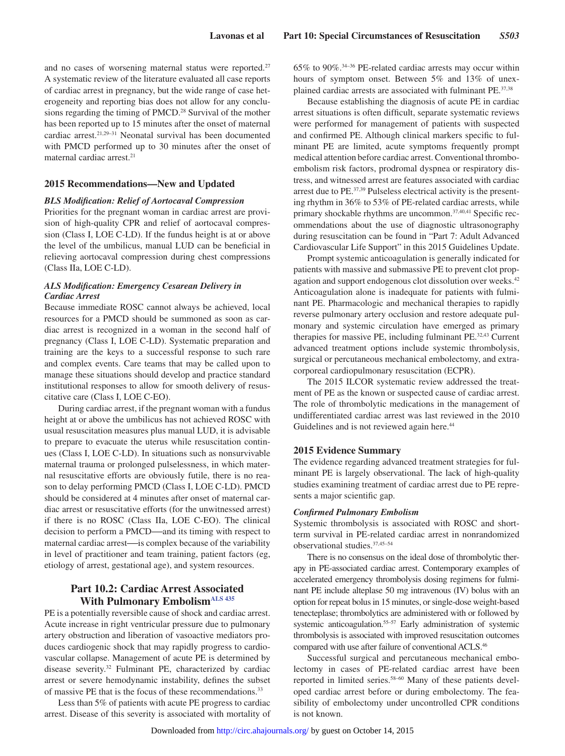and no cases of worsening maternal status were reported.[27] A systematic review of the literature evaluated all case reports of cardiac arrest in pregnancy, but the wide range of case heterogeneity and reporting bias does not allow for any conclusions regarding the timing of PMCD.[28] Survival of the mother has been reported up to 15 minutes after the onset of maternal cardiac arrest.[21,29–31] Neonatal survival has been documented with PMCD performed up to 30 minutes after the onset of maternal cardiac arrest.[21]

### 2015 Recommendations—New and Updated

#### *BLS Modification: Relief of Aortocaval Compression*

Priorities for the pregnant woman in cardiac arrest are provision of high-quality CPR and relief of aortocaval compression (Class I, LOE C-LD). If the fundus height is at or above the level of the umbilicus, manual LUD can be beneficial in relieving aortocaval compression during chest compressions (Class IIa, LOE C-LD).

#### *ALS Modification: Emergency Cesarean Delivery in Cardiac Arrest*

Because immediate ROSC cannot always be achieved, local resources for a PMCD should be summoned as soon as cardiac arrest is recognized in a woman in the second half of pregnancy (Class I, LOE C-LD). Systematic preparation and training are the keys to a successful response to such rare and complex events. Care teams that may be called upon to manage these situations should develop and practice standard institutional responses to allow for smooth delivery of resuscitative care (Class I, LOE C-EO).

During cardiac arrest, if the pregnant woman with a fundus height at or above the umbilicus has not achieved ROSC with usual resuscitation measures plus manual LUD, it is advisable to prepare to evacuate the uterus while resuscitation continues (Class I, LOE C-LD). In situations such as nonsurvivable maternal trauma or prolonged pulselessness, in which maternal resuscitative efforts are obviously futile, there is no reason to delay performing PMCD (Class I, LOE C-LD). PMCD should be considered at 4 minutes after onset of maternal cardiac arrest or resuscitative efforts (for the unwitnessed arrest) if there is no ROSC (Class IIa, LOE C-EO). The clinical decision to perform a PMCD—and its timing with respect to maternal cardiac arrest—is complex because of the variability in level of practitioner and team training, patient factors (eg, etiology of arrest, gestational age), and system resources.

## Part 10.2: Cardiac Arrest Associated With Pulmonary Embolism[ALS 435]

PE is a potentially reversible cause of shock and cardiac arrest. Acute increase in right ventricular pressure due to pulmonary artery obstruction and liberation of vasoactive mediators produces cardiogenic shock that may rapidly progress to cardiovascular collapse. Management of acute PE is determined by disease severity.[32] Fulminant PE, characterized by cardiac arrest or severe hemodynamic instability, defines the subset of massive PE that is the focus of these recommendations.[33]

Less than 5% of patients with acute PE progress to cardiac arrest. Disease of this severity is associated with mortality of 65% to 90%.[34–36] PE-related cardiac arrests may occur within hours of symptom onset. Between 5% and 13% of unexplained cardiac arrests are associated with fulminant PE.[37,38]

Because establishing the diagnosis of acute PE in cardiac arrest situations is often difficult, separate systematic reviews were performed for management of patients with suspected and confirmed PE. Although clinical markers specific to fulminant PE are limited, acute symptoms frequently prompt medical attention before cardiac arrest. Conventional thromboembolism risk factors, prodromal dyspnea or respiratory distress, and witnessed arrest are features associated with cardiac arrest due to PE.[37,39] Pulseless electrical activity is the presenting rhythm in 36% to 53% of PE-related cardiac arrests, while primary shockable rhythms are uncommon.[37,40,41] Specific recommendations about the use of diagnostic ultrasonography during resuscitation can be found in "Part 7: Adult Advanced Cardiovascular Life Support" in this 2015 Guidelines Update.

Prompt systemic anticoagulation is generally indicated for patients with massive and submassive PE to prevent clot propagation and support endogenous clot dissolution over weeks.[42] Anticoagulation alone is inadequate for patients with fulminant PE. Pharmacologic and mechanical therapies to rapidly reverse pulmonary artery occlusion and restore adequate pulmonary and systemic circulation have emerged as primary therapies for massive PE, including fulminant PE.[32,43] Current advanced treatment options include systemic thrombolysis, surgical or percutaneous mechanical embolectomy, and extracorporeal cardiopulmonary resuscitation (ECPR).

The 2015 ILCOR systematic review addressed the treatment of PE as the known or suspected cause of cardiac arrest. The role of thrombolytic medications in the management of undifferentiated cardiac arrest was last reviewed in the 2010 Guidelines and is not reviewed again here.[44]

### 2015 Evidence Summary

The evidence regarding advanced treatment strategies for fulminant PE is largely observational. The lack of high-quality studies examining treatment of cardiac arrest due to PE represents a major scientific gap.

#### *Confirmed Pulmonary Embolism*

Systemic thrombolysis is associated with ROSC and short-term survival in PE-related cardiac arrest in nonrandomized observational studies.[37,45–54]

There is no consensus on the ideal dose of thrombolytic therapy in PE-associated cardiac arrest. Contemporary examples of accelerated emergency thrombolysis dosing regimens for fulminant PE include alteplase 50 mg intravenous (IV) bolus with an option for repeat bolus in 15 minutes, or single-dose weight-based tenecteplase; thrombolytics are administered with or followed by systemic anticoagulation.[55–57] Early administration of systemic thrombolysis is associated with improved resuscitation outcomes compared with use after failure of conventional ACLS.[46]

Successful surgical and percutaneous mechanical embolectomy in cases of PE-related cardiac arrest have been reported in limited series.[58–60] Many of these patients developed cardiac arrest before or during embolectomy. The feasibility of embolectomy under uncontrolled CPR conditions is not known.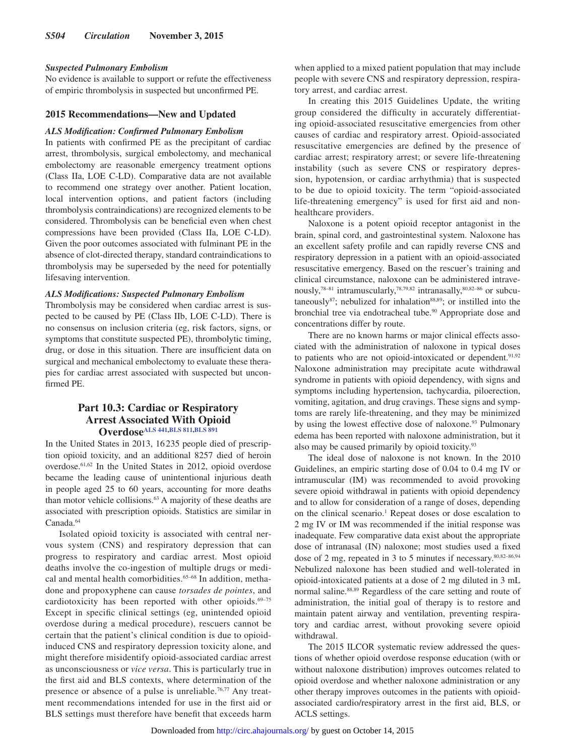### *Suspected Pulmonary Embolism*

No evidence is available to support or refute the effectiveness of empiric thrombolysis in suspected but unconfirmed PE.

### 2015 Recommendations—New and Updated

#### *ALS Modification: Confirmed Pulmonary Embolism*

In patients with confirmed PE as the precipitant of cardiac arrest, thrombolysis, surgical embolectomy, and mechanical embolectomy are reasonable emergency treatment options (Class IIa, LOE C-LD). Comparative data are not available to recommend one strategy over another. Patient location, local intervention options, and patient factors (including thrombolysis contraindications) are recognized elements to be considered. Thrombolysis can be beneficial even when chest compressions have been provided (Class IIa, LOE C-LD). Given the poor outcomes associated with fulminant PE in the absence of clot-directed therapy, standard contraindications to thrombolysis may be superseded by the need for potentially lifesaving intervention.

#### *ALS Modifications: Suspected Pulmonary Embolism*

Thrombolysis may be considered when cardiac arrest is suspected to be caused by PE (Class IIb, LOE C-LD). There is no consensus on inclusion criteria (eg, risk factors, signs, or symptoms that constitute suspected PE), thrombolytic timing, drug, or dose in this situation. There are insufficient data on surgical and mechanical embolectomy to evaluate these therapies for cardiac arrest associated with suspected but unconfirmed PE.

## Part 10.3: Cardiac or Respiratory Arrest Associated With Opioid Overdose[ALS 441,BLS 811,BLS 891]

In the United States in 2013, 16 235 people died of prescription opioid toxicity, and an additional 8257 died of heroin overdose.[61,62] In the United States in 2012, opioid overdose became the leading cause of unintentional injurious death in people aged 25 to 60 years, accounting for more deaths than motor vehicle collisions.[63] A majority of these deaths are associated with prescription opioids. Statistics are similar in Canada.[64]

Isolated opioid toxicity is associated with central nervous system (CNS) and respiratory depression that can progress to respiratory and cardiac arrest. Most opioid deaths involve the co-ingestion of multiple drugs or medical and mental health comorbidities.[65–68] In addition, methadone and propoxyphene can cause *torsades de pointes*, and cardiotoxicity has been reported with other opioids.[69–75] Except in specific clinical settings (eg, unintended opioid overdose during a medical procedure), rescuers cannot be certain that the patient's clinical condition is due to opioid-induced CNS and respiratory depression toxicity alone, and might therefore misidentify opioid-associated cardiac arrest as unconsciousness or *vice versa*. This is particularly true in the first aid and BLS contexts, where determination of the presence or absence of a pulse is unreliable.[76,77] Any treatment recommendations intended for use in the first aid or BLS settings must therefore have benefit that exceeds harm when applied to a mixed patient population that may include people with severe CNS and respiratory depression, respiratory arrest, and cardiac arrest.

In creating this 2015 Guidelines Update, the writing group considered the difficulty in accurately differentiating opioid-associated resuscitative emergencies from other causes of cardiac and respiratory arrest. Opioid-associated resuscitative emergencies are defined by the presence of cardiac arrest; respiratory arrest; or severe life-threatening instability (such as severe CNS or respiratory depression, hypotension, or cardiac arrhythmia) that is suspected to be due to opioid toxicity. The term "opioid-associated life-threatening emergency" is used for first aid and non-healthcare providers.

Naloxone is a potent opioid receptor antagonist in the brain, spinal cord, and gastrointestinal system. Naloxone has an excellent safety profile and can rapidly reverse CNS and respiratory depression in a patient with an opioid-associated resuscitative emergency. Based on the rescuer's training and clinical circumstance, naloxone can be administered intravenously,[78–81] intramuscularly,[78,79,82] intranasally,[80,82–86] or subcutaneously[87]; nebulized for inhalation[88,89]; or instilled into the bronchial tree via endotracheal tube.[90] Appropriate dose and concentrations differ by route.

There are no known harms or major clinical effects associated with the administration of naloxone in typical doses to patients who are not opioid-intoxicated or dependent.[91,92] Naloxone administration may precipitate acute withdrawal syndrome in patients with opioid dependency, with signs and symptoms including hypertension, tachycardia, piloerection, vomiting, agitation, and drug cravings. These signs and symptoms are rarely life-threatening, and they may be minimized by using the lowest effective dose of naloxone.[93] Pulmonary edema has been reported with naloxone administration, but it also may be caused primarily by opioid toxicity.[93]

The ideal dose of naloxone is not known. In the 2010 Guidelines, an empiric starting dose of 0.04 to 0.4 mg IV or intramuscular (IM) was recommended to avoid provoking severe opioid withdrawal in patients with opioid dependency and to allow for consideration of a range of doses, depending on the clinical scenario.[1] Repeat doses or dose escalation to 2 mg IV or IM was recommended if the initial response was inadequate. Few comparative data exist about the appropriate dose of intranasal (IN) naloxone; most studies used a fixed dose of 2 mg, repeated in 3 to 5 minutes if necessary.[80,82–86,94] Nebulized naloxone has been studied and well-tolerated in opioid-intoxicated patients at a dose of 2 mg diluted in 3 mL normal saline.[88,89] Regardless of the care setting and route of administration, the initial goal of therapy is to restore and maintain patent airway and ventilation, preventing respiratory and cardiac arrest, without provoking severe opioid withdrawal.

The 2015 ILCOR systematic review addressed the questions of whether opioid overdose response education (with or without naloxone distribution) improves outcomes related to opioid overdose and whether naloxone administration or any other therapy improves outcomes in the patients with opioid-associated cardio/respiratory arrest in the first aid, BLS, or ACLS settings.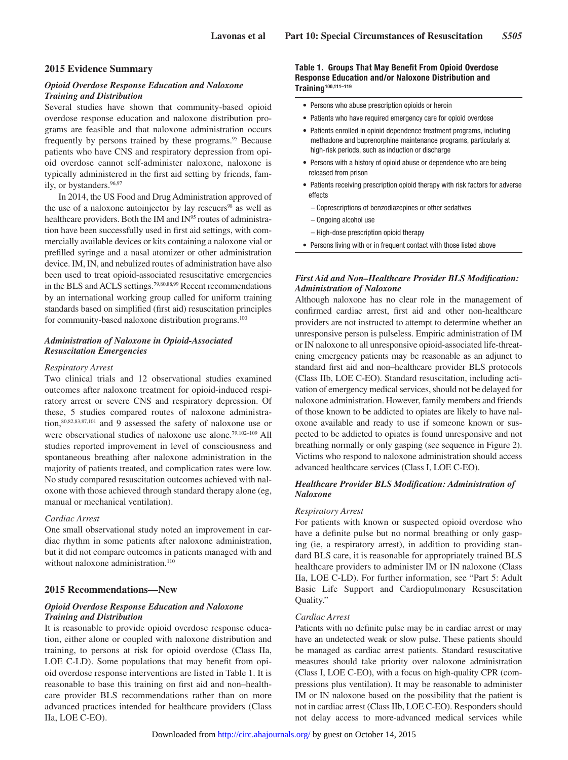## 2015 Evidence Summary

### *Opioid Overdose Response Education and Naloxone Training and Distribution*

Several studies have shown that community-based opioid overdose response education and naloxone distribution programs are feasible and that naloxone administration occurs frequently by persons trained by these programs.[95] Because patients who have CNS and respiratory depression from opioid overdose cannot self-administer naloxone, naloxone is typically administered in the first aid setting by friends, family, or bystanders.[96,97]

In 2014, the US Food and Drug Administration approved of the use of a naloxone autoinjector by lay rescuers[98] as well as healthcare providers. Both the IM and IN[95] routes of administration have been successfully used in first aid settings, with commercially available devices or kits containing a naloxone vial or prefilled syringe and a nasal atomizer or other administration device. IM, IN, and nebulized routes of administration have also been used to treat opioid-associated resuscitative emergencies in the BLS and ACLS settings.[79,80,88,99] Recent recommendations by an international working group called for uniform training standards based on simplified (first aid) resuscitation principles for community-based naloxone distribution programs.[100]

### *Administration of Naloxone in Opioid-Associated Resuscitation Emergencies*

*Respiratory Arrest*

Two clinical trials and 12 observational studies examined outcomes after naloxone treatment for opioid-induced respiratory arrest or severe CNS and respiratory depression. Of these, 5 studies compared routes of naloxone administration,[80,82,83,87,101] and 9 assessed the safety of naloxone use or were observational studies of naloxone use alone.[79,102–109] All studies reported improvement in level of consciousness and spontaneous breathing after naloxone administration in the majority of patients treated, and complication rates were low. No study compared resuscitation outcomes achieved with naloxone with those achieved through standard therapy alone (eg, manual or mechanical ventilation).

*Cardiac Arrest*

One small observational study noted an improvement in cardiac rhythm in some patients after naloxone administration, but it did not compare outcomes in patients managed with and without naloxone administration.[110]

## 2015 Recommendations—New

### *Opioid Overdose Response Education and Naloxone Training and Distribution*

It is reasonable to provide opioid overdose response education, either alone or coupled with naloxone distribution and training, to persons at risk for opioid overdose (Class IIa, LOE C-LD). Some populations that may benefit from opioid overdose response interventions are listed in Table 1. It is reasonable to base this training on first aid and non–healthcare provider BLS recommendations rather than on more advanced practices intended for healthcare providers (Class IIa, LOE C-EO).

**Table 1. Groups That May Benefit From Opioid Overdose Response Education and/or Naloxone Distribution and Training[100,111–119]**

- Persons who abuse prescription opioids or heroin
- Patients who have required emergency care for opioid overdose
- Patients enrolled in opioid dependence treatment programs, including methadone and buprenorphine maintenance programs, particularly at high-risk periods, such as induction or discharge
- Persons with a history of opioid abuse or dependence who are being released from prison
- Patients receiving prescription opioid therapy with risk factors for adverse effects
  - Coprescriptions of benzodiazepines or other sedatives
  - Ongoing alcohol use
  - High-dose prescription opioid therapy
- Persons living with or in frequent contact with those listed above

### *First Aid and Non–Healthcare Provider BLS Modification: Administration of Naloxone*

Although naloxone has no clear role in the management of confirmed cardiac arrest, first aid and other non-healthcare providers are not instructed to attempt to determine whether an unresponsive person is pulseless. Empiric administration of IM or IN naloxone to all unresponsive opioid-associated life-threatening emergency patients may be reasonable as an adjunct to standard first aid and non–healthcare provider BLS protocols (Class IIb, LOE C-EO). Standard resuscitation, including activation of emergency medical services, should not be delayed for naloxone administration. However, family members and friends of those known to be addicted to opiates are likely to have naloxone available and ready to use if someone known or suspected to be addicted to opiates is found unresponsive and not breathing normally or only gasping (see sequence in Figure 2). Victims who respond to naloxone administration should access advanced healthcare services (Class I, LOE C-EO).

### *Healthcare Provider BLS Modification: Administration of Naloxone*

*Respiratory Arrest*

For patients with known or suspected opioid overdose who have a definite pulse but no normal breathing or only gasping (ie, a respiratory arrest), in addition to providing standard BLS care, it is reasonable for appropriately trained BLS healthcare providers to administer IM or IN naloxone (Class IIa, LOE C-LD). For further information, see "Part 5: Adult Basic Life Support and Cardiopulmonary Resuscitation Quality."

*Cardiac Arrest*

Patients with no definite pulse may be in cardiac arrest or may have an undetected weak or slow pulse. These patients should be managed as cardiac arrest patients. Standard resuscitative measures should take priority over naloxone administration (Class I, LOE C-EO), with a focus on high-quality CPR (compressions plus ventilation). It may be reasonable to administer IM or IN naloxone based on the possibility that the patient is not in cardiac arrest (Class IIb, LOE C-EO). Responders should not delay access to more-advanced medical services while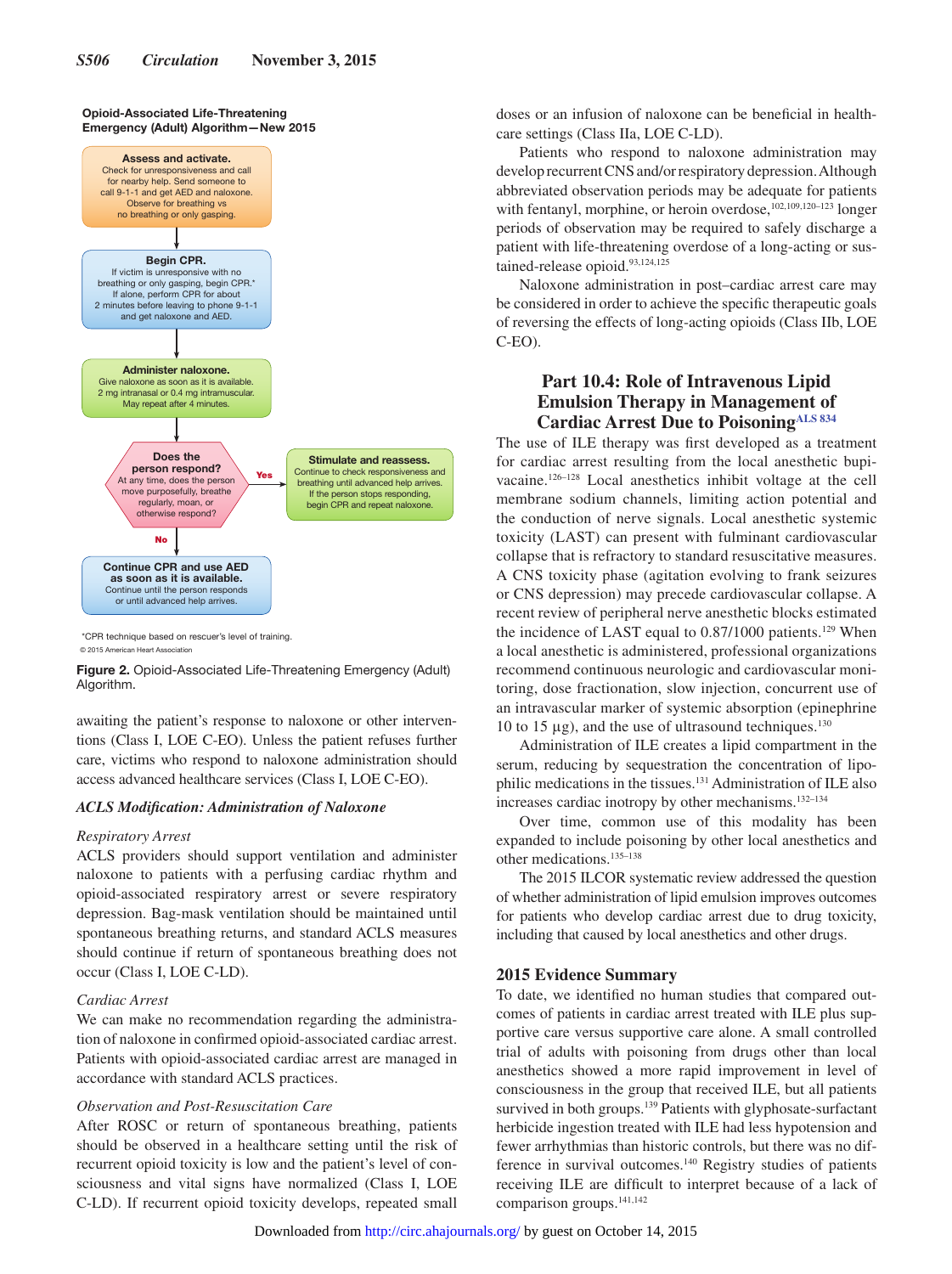**Opioid-Associated Life-Threatening Emergency (Adult) Algorithm—New 2015**

**Assess and activate.**
Check for unresponsiveness and call for nearby help. Send someone to call 9-1-1 and get AED and naloxone. Observe for breathing vs no breathing or only gasping.

**Begin CPR.**
If victim is unresponsive with no breathing or only gasping, begin CPR.* If alone, perform CPR for about 2 minutes before leaving to phone 9-1-1 and get naloxone and AED.

**Administer naloxone.**
Give naloxone as soon as it is available. 2 mg intranasal or 0.4 mg intramuscular. May repeat after 4 minutes.

**Does the person respond?**
At any time, does the person move purposefully, breathe regularly, moan, or otherwise respond?

Yes

**Stimulate and reassess.**
Continue to check responsiveness and breathing until advanced help arrives. If the person stops responding, begin CPR and repeat naloxone.

No

**Continue CPR and use AED as soon as it is available.**
Continue until the person responds or until advanced help arrives.

*CPR technique based on rescuer's level of training.
© 2015 American Heart Association

**Figure 2.** Opioid-Associated Life-Threatening Emergency (Adult) Algorithm.

awaiting the patient's response to naloxone or other interventions (Class I, LOE C-EO). Unless the patient refuses further care, victims who respond to naloxone administration should access advanced healthcare services (Class I, LOE C-EO).

### *ACLS Modification: Administration of Naloxone*

*Respiratory Arrest*

ACLS providers should support ventilation and administer naloxone to patients with a perfusing cardiac rhythm and opioid-associated respiratory arrest or severe respiratory depression. Bag-mask ventilation should be maintained until spontaneous breathing returns, and standard ACLS measures should continue if return of spontaneous breathing does not occur (Class I, LOE C-LD).

*Cardiac Arrest*

We can make no recommendation regarding the administration of naloxone in confirmed opioid-associated cardiac arrest. Patients with opioid-associated cardiac arrest are managed in accordance with standard ACLS practices.

*Observation and Post-Resuscitation Care*

After ROSC or return of spontaneous breathing, patients should be observed in a healthcare setting until the risk of recurrent opioid toxicity is low and the patient's level of consciousness and vital signs have normalized (Class I, LOE C-LD). If recurrent opioid toxicity develops, repeated small doses or an infusion of naloxone can be beneficial in healthcare settings (Class IIa, LOE C-LD).

Patients who respond to naloxone administration may develop recurrent CNS and/or respiratory depression. Although abbreviated observation periods may be adequate for patients with fentanyl, morphine, or heroin overdose,[102,109,120–123] longer periods of observation may be required to safely discharge a patient with life-threatening overdose of a long-acting or sustained-release opioid.[93,124,125]

Naloxone administration in post–cardiac arrest care may be considered in order to achieve the specific therapeutic goals of reversing the effects of long-acting opioids (Class IIb, LOE C-EO).

## Part 10.4: Role of Intravenous Lipid Emulsion Therapy in Management of Cardiac Arrest Due to Poisoning[ALS 834]

The use of ILE therapy was first developed as a treatment for cardiac arrest resulting from the local anesthetic bupivacaine.[126–128] Local anesthetics inhibit voltage at the cell membrane sodium channels, limiting action potential and the conduction of nerve signals. Local anesthetic systemic toxicity (LAST) can present with fulminant cardiovascular collapse that is refractory to standard resuscitative measures. A CNS toxicity phase (agitation evolving to frank seizures or CNS depression) may precede cardiovascular collapse. A recent review of peripheral nerve anesthetic blocks estimated the incidence of LAST equal to 0.87/1000 patients.[129] When a local anesthetic is administered, professional organizations recommend continuous neurologic and cardiovascular monitoring, dose fractionation, slow injection, concurrent use of an intravascular marker of systemic absorption (epinephrine 10 to 15 µg), and the use of ultrasound techniques.[130]

Administration of ILE creates a lipid compartment in the serum, reducing by sequestration the concentration of lipophilic medications in the tissues.[131] Administration of ILE also increases cardiac inotropy by other mechanisms.[132–134]

Over time, common use of this modality has been expanded to include poisoning by other local anesthetics and other medications.[135–138]

The 2015 ILCOR systematic review addressed the question of whether administration of lipid emulsion improves outcomes for patients who develop cardiac arrest due to drug toxicity, including that caused by local anesthetics and other drugs.

### 2015 Evidence Summary

To date, we identified no human studies that compared outcomes of patients in cardiac arrest treated with ILE plus supportive care versus supportive care alone. A small controlled trial of adults with poisoning from drugs other than local anesthetics showed a more rapid improvement in level of consciousness in the group that received ILE, but all patients survived in both groups.[139] Patients with glyphosate-surfactant herbicide ingestion treated with ILE had less hypotension and fewer arrhythmias than historic controls, but there was no difference in survival outcomes.[140] Registry studies of patients receiving ILE are difficult to interpret because of a lack of comparison groups.[141,142]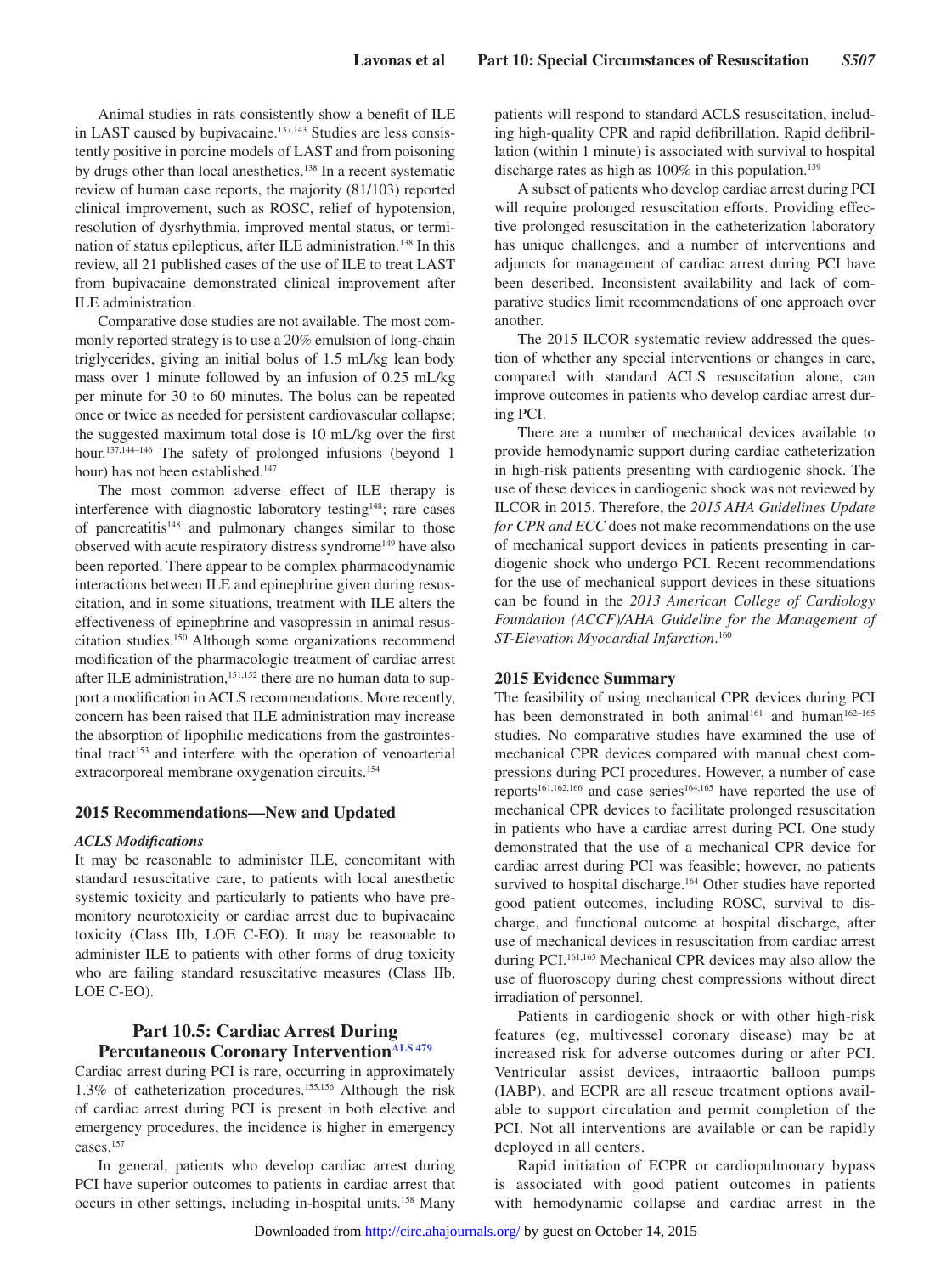Animal studies in rats consistently show a benefit of ILE in LAST caused by bupivacaine.[137,143] Studies are less consistently positive in porcine models of LAST and from poisoning by drugs other than local anesthetics.[138] In a recent systematic review of human case reports, the majority (81/103) reported clinical improvement, such as ROSC, relief of hypotension, resolution of dysrhythmia, improved mental status, or termination of status epilepticus, after ILE administration.[138] In this review, all 21 published cases of the use of ILE to treat LAST from bupivacaine demonstrated clinical improvement after ILE administration.

Comparative dose studies are not available. The most commonly reported strategy is to use a 20% emulsion of long-chain triglycerides, giving an initial bolus of 1.5 mL/kg lean body mass over 1 minute followed by an infusion of 0.25 mL/kg per minute for 30 to 60 minutes. The bolus can be repeated once or twice as needed for persistent cardiovascular collapse; the suggested maximum total dose is 10 mL/kg over the first hour.[137,144–146] The safety of prolonged infusions (beyond 1 hour) has not been established.[147]

The most common adverse effect of ILE therapy is interference with diagnostic laboratory testing[148]; rare cases of pancreatitis[148] and pulmonary changes similar to those observed with acute respiratory distress syndrome[149] have also been reported. There appear to be complex pharmacodynamic interactions between ILE and epinephrine given during resuscitation, and in some situations, treatment with ILE alters the effectiveness of epinephrine and vasopressin in animal resuscitation studies.[150] Although some organizations recommend modification of the pharmacologic treatment of cardiac arrest after ILE administration,[151,152] there are no human data to support a modification in ACLS recommendations. More recently, concern has been raised that ILE administration may increase the absorption of lipophilic medications from the gastrointestinal tract[153] and interfere with the operation of venoarterial extracorporeal membrane oxygenation circuits.[154]

### 2015 Recommendations—New and Updated

#### *ACLS Modifications*

It may be reasonable to administer ILE, concomitant with standard resuscitative care, to patients with local anesthetic systemic toxicity and particularly to patients who have premonitory neurotoxicity or cardiac arrest due to bupivacaine toxicity (Class IIb, LOE C-EO). It may be reasonable to administer ILE to patients with other forms of drug toxicity who are failing standard resuscitative measures (Class IIb, LOE C-EO).

## Part 10.5: Cardiac Arrest During Percutaneous Coronary Intervention[ALS 479]

Cardiac arrest during PCI is rare, occurring in approximately 1.3% of catheterization procedures.[155,156] Although the risk of cardiac arrest during PCI is present in both elective and emergency procedures, the incidence is higher in emergency cases.[157]

In general, patients who develop cardiac arrest during PCI have superior outcomes to patients in cardiac arrest that occurs in other settings, including in-hospital units.[158] Many patients will respond to standard ACLS resuscitation, including high-quality CPR and rapid defibrillation. Rapid defibrillation (within 1 minute) is associated with survival to hospital discharge rates as high as 100% in this population.[159]

A subset of patients who develop cardiac arrest during PCI will require prolonged resuscitation efforts. Providing effective prolonged resuscitation in the catheterization laboratory has unique challenges, and a number of interventions and adjuncts for management of cardiac arrest during PCI have been described. Inconsistent availability and lack of comparative studies limit recommendations of one approach over another.

The 2015 ILCOR systematic review addressed the question of whether any special interventions or changes in care, compared with standard ACLS resuscitation alone, can improve outcomes in patients who develop cardiac arrest during PCI.

There are a number of mechanical devices available to provide hemodynamic support during cardiac catheterization in high-risk patients presenting with cardiogenic shock. The use of these devices in cardiogenic shock was not reviewed by ILCOR in 2015. Therefore, the *2015 AHA Guidelines Update for CPR and ECC* does not make recommendations on the use of mechanical support devices in patients presenting in cardiogenic shock who undergo PCI. Recent recommendations for the use of mechanical support devices in these situations can be found in the *2013 American College of Cardiology Foundation (ACCF)/AHA Guideline for the Management of ST-Elevation Myocardial Infarction*.[160]

### 2015 Evidence Summary

The feasibility of using mechanical CPR devices during PCI has been demonstrated in both animal[161] and human[162–165] studies. No comparative studies have examined the use of mechanical CPR devices compared with manual chest compressions during PCI procedures. However, a number of case reports[161,162,166] and case series[164,165] have reported the use of mechanical CPR devices to facilitate prolonged resuscitation in patients who have a cardiac arrest during PCI. One study demonstrated that the use of a mechanical CPR device for cardiac arrest during PCI was feasible; however, no patients survived to hospital discharge.[164] Other studies have reported good patient outcomes, including ROSC, survival to discharge, and functional outcome at hospital discharge, after use of mechanical devices in resuscitation from cardiac arrest during PCI.[161,165] Mechanical CPR devices may also allow the use of fluoroscopy during chest compressions without direct irradiation of personnel.

Patients in cardiogenic shock or with other high-risk features (eg, multivessel coronary disease) may be at increased risk for adverse outcomes during or after PCI. Ventricular assist devices, intraaortic balloon pumps (IABP), and ECPR are all rescue treatment options available to support circulation and permit completion of the PCI. Not all interventions are available or can be rapidly deployed in all centers.

Rapid initiation of ECPR or cardiopulmonary bypass is associated with good patient outcomes in patients with hemodynamic collapse and cardiac arrest in the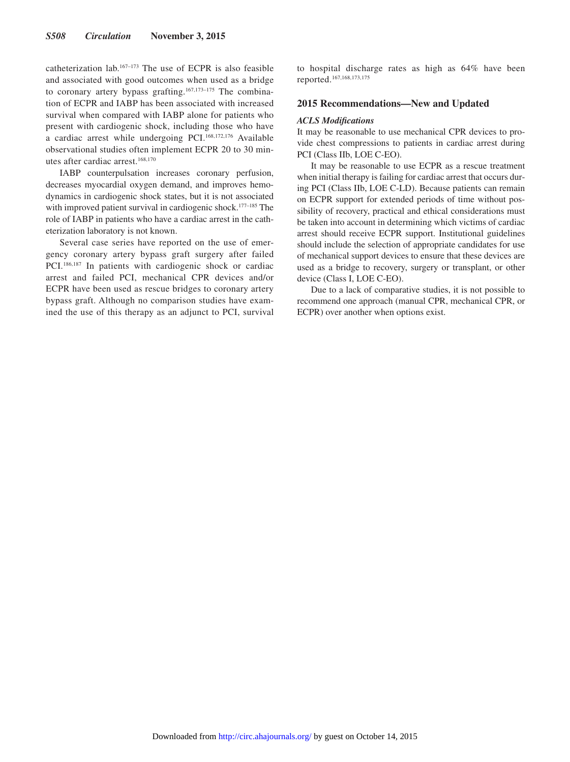catheterization lab.[167–173] The use of ECPR is also feasible and associated with good outcomes when used as a bridge to coronary artery bypass grafting.[167,173–175] The combination of ECPR and IABP has been associated with increased survival when compared with IABP alone for patients who present with cardiogenic shock, including those who have a cardiac arrest while undergoing PCI.[168,172,176] Available observational studies often implement ECPR 20 to 30 minutes after cardiac arrest.[168,170]

IABP counterpulsation increases coronary perfusion, decreases myocardial oxygen demand, and improves hemodynamics in cardiogenic shock states, but it is not associated with improved patient survival in cardiogenic shock.[177–185] The role of IABP in patients who have a cardiac arrest in the catheterization laboratory is not known.

Several case series have reported on the use of emergency coronary artery bypass graft surgery after failed PCI.[186,187] In patients with cardiogenic shock or cardiac arrest and failed PCI, mechanical CPR devices and/or ECPR have been used as rescue bridges to coronary artery bypass graft. Although no comparison studies have examined the use of this therapy as an adjunct to PCI, survival to hospital discharge rates as high as 64% have been reported.[167,168,173,175]

## 2015 Recommendations—New and Updated

### *ACLS Modifications*

It may be reasonable to use mechanical CPR devices to provide chest compressions to patients in cardiac arrest during PCI (Class IIb, LOE C-EO).

It may be reasonable to use ECPR as a rescue treatment when initial therapy is failing for cardiac arrest that occurs during PCI (Class IIb, LOE C-LD). Because patients can remain on ECPR support for extended periods of time without possibility of recovery, practical and ethical considerations must be taken into account in determining which victims of cardiac arrest should receive ECPR support. Institutional guidelines should include the selection of appropriate candidates for use of mechanical support devices to ensure that these devices are used as a bridge to recovery, surgery or transplant, or other device (Class I, LOE C-EO).

Due to a lack of comparative studies, it is not possible to recommend one approach (manual CPR, mechanical CPR, or ECPR) over another when options exist.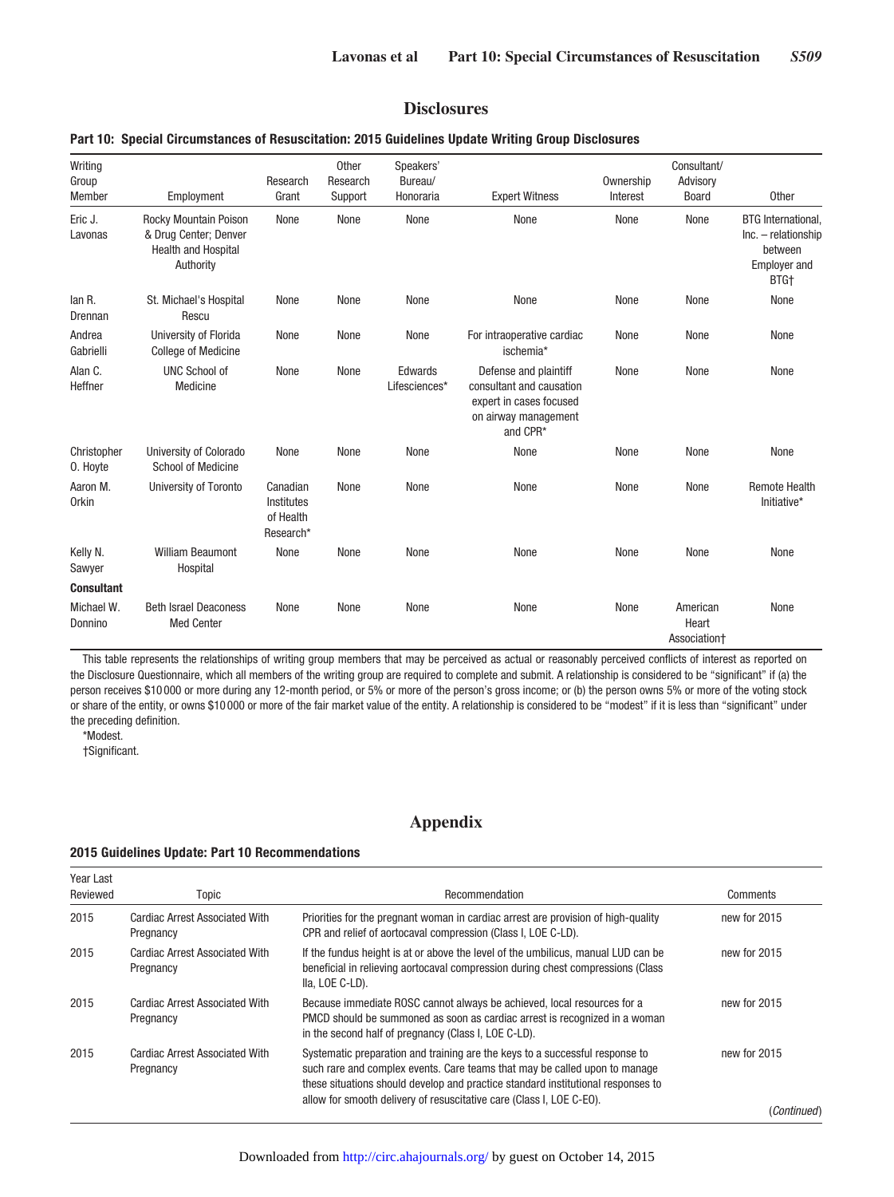## Disclosures

**Part 10: Special Circumstances of Resuscitation: 2015 Guidelines Update Writing Group Disclosures**

| Writing Group Member | Employment | Research Grant | Other Research Support | Speakers' Bureau/ Honoraria | Expert Witness | Ownership Interest | Consultant/ Advisory Board | Other |
|---|---|---|---|---|---|---|---|---|
| Eric J. Lavonas | Rocky Mountain Poison & Drug Center; Denver Health and Hospital Authority | None | None | None | None | None | None | BTG International, Inc. – relationship between Employer and BTG† |
| Ian R. Drennan | St. Michael's Hospital Rescu | None | None | None | None | None | None | None |
| Andrea Gabrielli | University of Florida College of Medicine | None | None | None | For intraoperative cardiac ischemia* | None | None | None |
| Alan C. Heffner | UNC School of Medicine | None | None | Edwards Lifesciences* | Defense and plaintiff consultant and causation expert in cases focused on airway management and CPR* | None | None | None |
| Christopher O. Hoyte | University of Colorado School of Medicine | None | None | None | None | None | None | None |
| Aaron M. Orkin | University of Toronto | Canadian Institutes of Health Research* | None | None | None | None | None | Remote Health Initiative* |
| Kelly N. Sawyer | William Beaumont Hospital | None | None | None | None | None | None | None |
| **Consultant** | | | | | | | | |
| Michael W. Donnino | Beth Israel Deaconess Med Center | None | None | None | None | None | American Heart Association† | None |

This table represents the relationships of writing group members that may be perceived as actual or reasonably perceived conflicts of interest as reported on the Disclosure Questionnaire, which all members of the writing group are required to complete and submit. A relationship is considered to be "significant" if (a) the person receives $10 000 or more during any 12-month period, or 5% or more of the person's gross income; or (b) the person owns 5% or more of the voting stock or share of the entity, or owns $10 000 or more of the fair market value of the entity. A relationship is considered to be "modest" if it is less than "significant" under the preceding definition.

*Modest.

†Significant.

## Appendix

**2015 Guidelines Update: Part 10 Recommendations**

| Year Last Reviewed | Topic | Recommendation | Comments |
|---|---|---|---|
| 2015 | Cardiac Arrest Associated With Pregnancy | Priorities for the pregnant woman in cardiac arrest are provision of high-quality CPR and relief of aortocaval compression (Class I, LOE C-LD). | new for 2015 |
| 2015 | Cardiac Arrest Associated With Pregnancy | If the fundus height is at or above the level of the umbilicus, manual LUD can be beneficial in relieving aortocaval compression during chest compressions (Class IIa, LOE C-LD). | new for 2015 |
| 2015 | Cardiac Arrest Associated With Pregnancy | Because immediate ROSC cannot always be achieved, local resources for a PMCD should be summoned as soon as cardiac arrest is recognized in a woman in the second half of pregnancy (Class I, LOE C-LD). | new for 2015 |
| 2015 | Cardiac Arrest Associated With Pregnancy | Systematic preparation and training are the keys to a successful response to such rare and complex events. Care teams that may be called upon to manage these situations should develop and practice standard institutional responses to allow for smooth delivery of resuscitative care (Class I, LOE C-EO). | new for 2015 |

*(Continued)*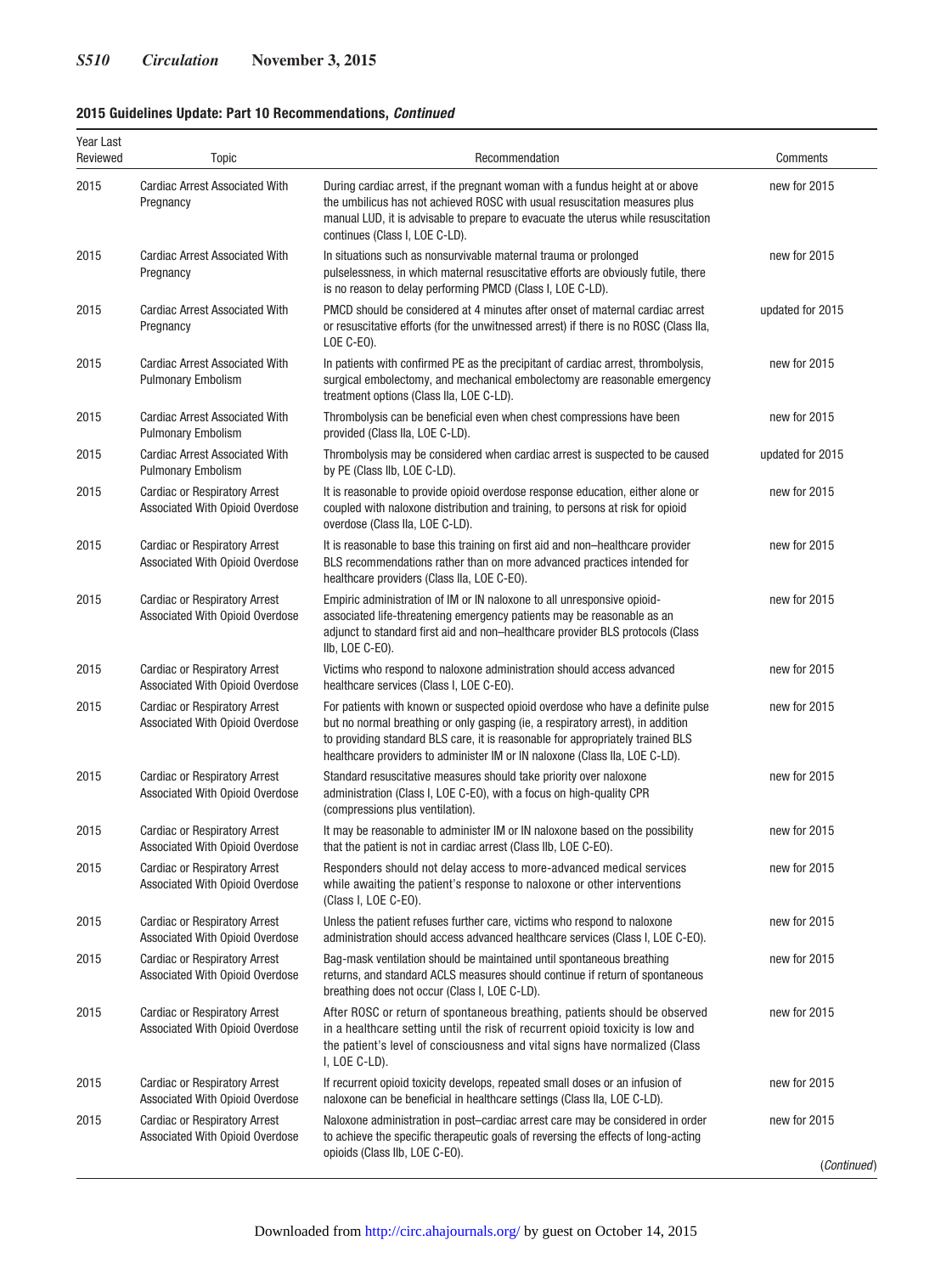**2015 Guidelines Update: Part 10 Recommendations, *Continued***

| Year Last Reviewed | Topic | Recommendation | Comments |
|---|---|---|---|
| 2015 | Cardiac Arrest Associated With Pregnancy | During cardiac arrest, if the pregnant woman with a fundus height at or above the umbilicus has not achieved ROSC with usual resuscitation measures plus manual LUD, it is advisable to prepare to evacuate the uterus while resuscitation continues (Class I, LOE C-LD). | new for 2015 |
| 2015 | Cardiac Arrest Associated With Pregnancy | In situations such as nonsurvivable maternal trauma or prolonged pulselessness, in which maternal resuscitative efforts are obviously futile, there is no reason to delay performing PMCD (Class I, LOE C-LD). | new for 2015 |
| 2015 | Cardiac Arrest Associated With Pregnancy | PMCD should be considered at 4 minutes after onset of maternal cardiac arrest or resuscitative efforts (for the unwitnessed arrest) if there is no ROSC (Class IIa, LOE C-EO). | updated for 2015 |
| 2015 | Cardiac Arrest Associated With Pulmonary Embolism | In patients with confirmed PE as the precipitant of cardiac arrest, thrombolysis, surgical embolectomy, and mechanical embolectomy are reasonable emergency treatment options (Class IIa, LOE C-LD). | new for 2015 |
| 2015 | Cardiac Arrest Associated With Pulmonary Embolism | Thrombolysis can be beneficial even when chest compressions have been provided (Class IIa, LOE C-LD). | new for 2015 |
| 2015 | Cardiac Arrest Associated With Pulmonary Embolism | Thrombolysis may be considered when cardiac arrest is suspected to be caused by PE (Class IIb, LOE C-LD). | updated for 2015 |
| 2015 | Cardiac or Respiratory Arrest Associated With Opioid Overdose | It is reasonable to provide opioid overdose response education, either alone or coupled with naloxone distribution and training, to persons at risk for opioid overdose (Class IIa, LOE C-LD). | new for 2015 |
| 2015 | Cardiac or Respiratory Arrest Associated With Opioid Overdose | It is reasonable to base this training on first aid and non–healthcare provider BLS recommendations rather than on more advanced practices intended for healthcare providers (Class IIa, LOE C-EO). | new for 2015 |
| 2015 | Cardiac or Respiratory Arrest Associated With Opioid Overdose | Empiric administration of IM or IN naloxone to all unresponsive opioid-associated life-threatening emergency patients may be reasonable as an adjunct to standard first aid and non–healthcare provider BLS protocols (Class IIb, LOE C-EO). | new for 2015 |
| 2015 | Cardiac or Respiratory Arrest Associated With Opioid Overdose | Victims who respond to naloxone administration should access advanced healthcare services (Class I, LOE C-EO). | new for 2015 |
| 2015 | Cardiac or Respiratory Arrest Associated With Opioid Overdose | For patients with known or suspected opioid overdose who have a definite pulse but no normal breathing or only gasping (ie, a respiratory arrest), in addition to providing standard BLS care, it is reasonable for appropriately trained BLS healthcare providers to administer IM or IN naloxone (Class IIa, LOE C-LD). | new for 2015 |
| 2015 | Cardiac or Respiratory Arrest Associated With Opioid Overdose | Standard resuscitative measures should take priority over naloxone administration (Class I, LOE C-EO), with a focus on high-quality CPR (compressions plus ventilation). | new for 2015 |
| 2015 | Cardiac or Respiratory Arrest Associated With Opioid Overdose | It may be reasonable to administer IM or IN naloxone based on the possibility that the patient is not in cardiac arrest (Class IIb, LOE C-EO). | new for 2015 |
| 2015 | Cardiac or Respiratory Arrest Associated With Opioid Overdose | Responders should not delay access to more-advanced medical services while awaiting the patient's response to naloxone or other interventions (Class I, LOE C-EO). | new for 2015 |
| 2015 | Cardiac or Respiratory Arrest Associated With Opioid Overdose | Unless the patient refuses further care, victims who respond to naloxone administration should access advanced healthcare services (Class I, LOE C-EO). | new for 2015 |
| 2015 | Cardiac or Respiratory Arrest Associated With Opioid Overdose | Bag-mask ventilation should be maintained until spontaneous breathing returns, and standard ACLS measures should continue if return of spontaneous breathing does not occur (Class I, LOE C-LD). | new for 2015 |
| 2015 | Cardiac or Respiratory Arrest Associated With Opioid Overdose | After ROSC or return of spontaneous breathing, patients should be observed in a healthcare setting until the risk of recurrent opioid toxicity is low and the patient's level of consciousness and vital signs have normalized (Class I, LOE C-LD). | new for 2015 |
| 2015 | Cardiac or Respiratory Arrest Associated With Opioid Overdose | If recurrent opioid toxicity develops, repeated small doses or an infusion of naloxone can be beneficial in healthcare settings (Class IIa, LOE C-LD). | new for 2015 |
| 2015 | Cardiac or Respiratory Arrest Associated With Opioid Overdose | Naloxone administration in post–cardiac arrest care may be considered in order to achieve the specific therapeutic goals of reversing the effects of long-acting opioids (Class IIb, LOE C-EO). | new for 2015 |

(*Continued*)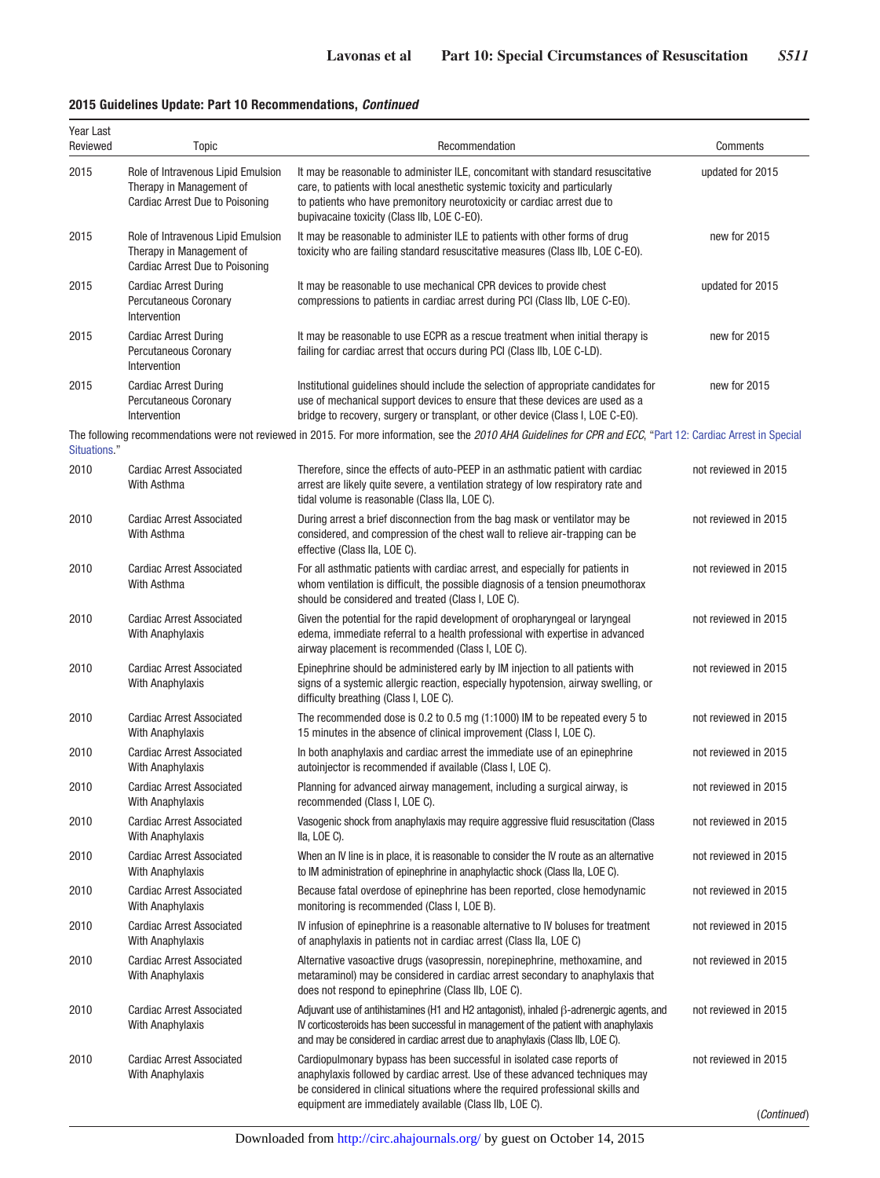**2015 Guidelines Update: Part 10 Recommendations, *Continued***

| Year Last Reviewed | Topic | Recommendation | Comments |
|---|---|---|---|
| 2015 | Role of Intravenous Lipid Emulsion Therapy in Management of Cardiac Arrest Due to Poisoning | It may be reasonable to administer ILE, concomitant with standard resuscitative care, to patients with local anesthetic systemic toxicity and particularly to patients who have premonitory neurotoxicity or cardiac arrest due to bupivacaine toxicity (Class IIb, LOE C-EO). | updated for 2015 |
| 2015 | Role of Intravenous Lipid Emulsion Therapy in Management of Cardiac Arrest Due to Poisoning | It may be reasonable to administer ILE to patients with other forms of drug toxicity who are failing standard resuscitative measures (Class IIb, LOE C-EO). | new for 2015 |
| 2015 | Cardiac Arrest During Percutaneous Coronary Intervention | It may be reasonable to use mechanical CPR devices to provide chest compressions to patients in cardiac arrest during PCI (Class IIb, LOE C-EO). | updated for 2015 |
| 2015 | Cardiac Arrest During Percutaneous Coronary Intervention | It may be reasonable to use ECPR as a rescue treatment when initial therapy is failing for cardiac arrest that occurs during PCI (Class IIb, LOE C-LD). | new for 2015 |
| 2015 | Cardiac Arrest During Percutaneous Coronary Intervention | Institutional guidelines should include the selection of appropriate candidates for use of mechanical support devices to ensure that these devices are used as a bridge to recovery, surgery or transplant, or other device (Class I, LOE C-EO). | new for 2015 |
| The following recommendations were not reviewed in 2015. For more information, see the *2010 AHA Guidelines for CPR and ECC*, "Part 12: Cardiac Arrest in Special Situations." | | | |
| 2010 | Cardiac Arrest Associated With Asthma | Therefore, since the effects of auto-PEEP in an asthmatic patient with cardiac arrest are likely quite severe, a ventilation strategy of low respiratory rate and tidal volume is reasonable (Class IIa, LOE C). | not reviewed in 2015 |
| 2010 | Cardiac Arrest Associated With Asthma | During arrest a brief disconnection from the bag mask or ventilator may be considered, and compression of the chest wall to relieve air-trapping can be effective (Class IIa, LOE C). | not reviewed in 2015 |
| 2010 | Cardiac Arrest Associated With Asthma | For all asthmatic patients with cardiac arrest, and especially for patients in whom ventilation is difficult, the possible diagnosis of a tension pneumothorax should be considered and treated (Class I, LOE C). | not reviewed in 2015 |
| 2010 | Cardiac Arrest Associated With Anaphylaxis | Given the potential for the rapid development of oropharyngeal or laryngeal edema, immediate referral to a health professional with expertise in advanced airway placement is recommended (Class I, LOE C). | not reviewed in 2015 |
| 2010 | Cardiac Arrest Associated With Anaphylaxis | Epinephrine should be administered early by IM injection to all patients with signs of a systemic allergic reaction, especially hypotension, airway swelling, or difficulty breathing (Class I, LOE C). | not reviewed in 2015 |
| 2010 | Cardiac Arrest Associated With Anaphylaxis | The recommended dose is 0.2 to 0.5 mg (1:1000) IM to be repeated every 5 to 15 minutes in the absence of clinical improvement (Class I, LOE C). | not reviewed in 2015 |
| 2010 | Cardiac Arrest Associated With Anaphylaxis | In both anaphylaxis and cardiac arrest the immediate use of an epinephrine autoinjector is recommended if available (Class I, LOE C). | not reviewed in 2015 |
| 2010 | Cardiac Arrest Associated With Anaphylaxis | Planning for advanced airway management, including a surgical airway, is recommended (Class I, LOE C). | not reviewed in 2015 |
| 2010 | Cardiac Arrest Associated With Anaphylaxis | Vasogenic shock from anaphylaxis may require aggressive fluid resuscitation (Class IIa, LOE C). | not reviewed in 2015 |
| 2010 | Cardiac Arrest Associated With Anaphylaxis | When an IV line is in place, it is reasonable to consider the IV route as an alternative to IM administration of epinephrine in anaphylactic shock (Class IIa, LOE C). | not reviewed in 2015 |
| 2010 | Cardiac Arrest Associated With Anaphylaxis | Because fatal overdose of epinephrine has been reported, close hemodynamic monitoring is recommended (Class I, LOE B). | not reviewed in 2015 |
| 2010 | Cardiac Arrest Associated With Anaphylaxis | IV infusion of epinephrine is a reasonable alternative to IV boluses for treatment of anaphylaxis in patients not in cardiac arrest (Class IIa, LOE C) | not reviewed in 2015 |
| 2010 | Cardiac Arrest Associated With Anaphylaxis | Alternative vasoactive drugs (vasopressin, norepinephrine, methoxamine, and metaraminol) may be considered in cardiac arrest secondary to anaphylaxis that does not respond to epinephrine (Class IIb, LOE C). | not reviewed in 2015 |
| 2010 | Cardiac Arrest Associated With Anaphylaxis | Adjuvant use of antihistamines (H1 and H2 antagonist), inhaled β-adrenergic agents, and IV corticosteroids has been successful in management of the patient with anaphylaxis and may be considered in cardiac arrest due to anaphylaxis (Class IIb, LOE C). | not reviewed in 2015 |
| 2010 | Cardiac Arrest Associated With Anaphylaxis | Cardiopulmonary bypass has been successful in isolated case reports of anaphylaxis followed by cardiac arrest. Use of these advanced techniques may be considered in clinical situations where the required professional skills and equipment are immediately available (Class IIb, LOE C). | not reviewed in 2015 |

(*Continued*)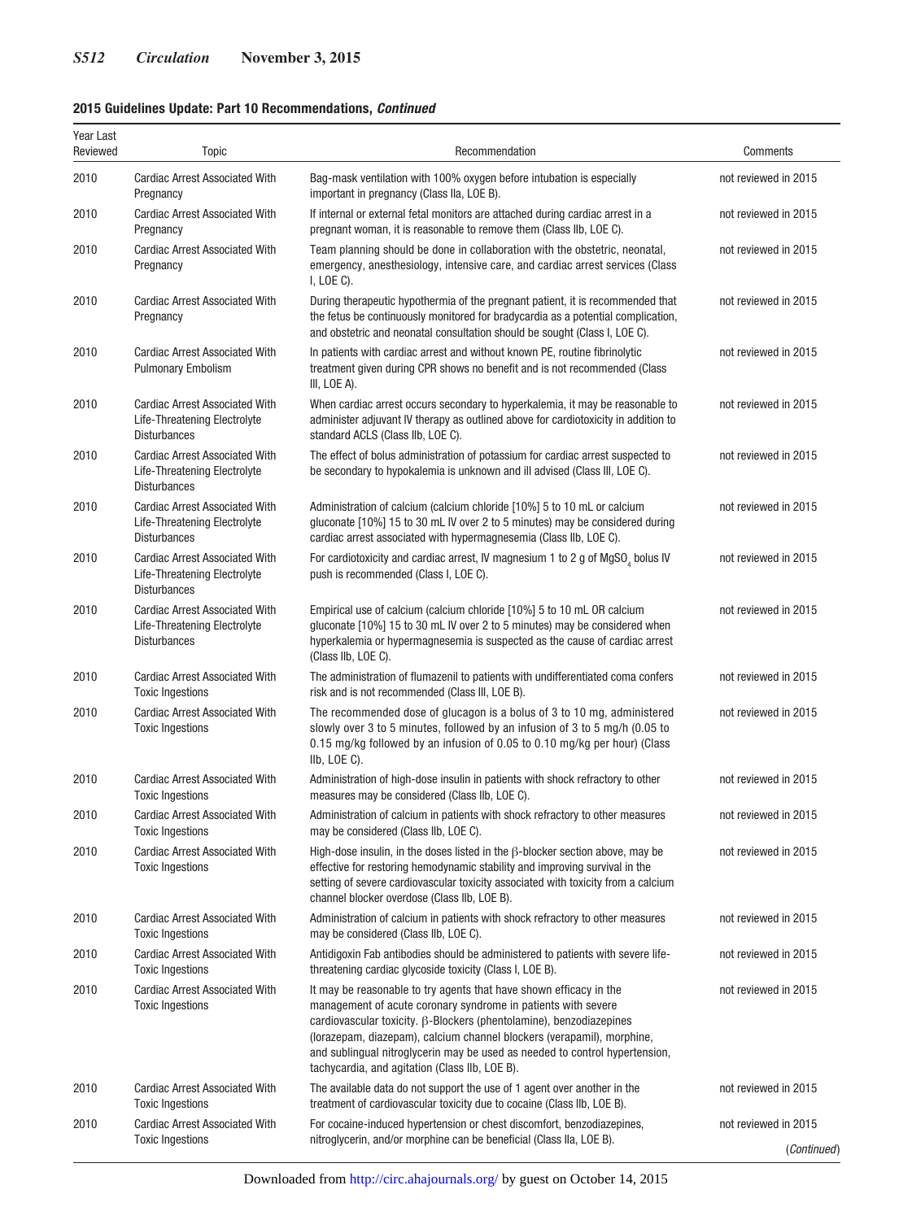**2015 Guidelines Update: Part 10 Recommendations, *Continued***

| Year Last Reviewed | Topic | Recommendation | Comments |
|---|---|---|---|
| 2010 | Cardiac Arrest Associated With Pregnancy | Bag-mask ventilation with 100% oxygen before intubation is especially important in pregnancy (Class IIa, LOE B). | not reviewed in 2015 |
| 2010 | Cardiac Arrest Associated With Pregnancy | If internal or external fetal monitors are attached during cardiac arrest in a pregnant woman, it is reasonable to remove them (Class IIb, LOE C). | not reviewed in 2015 |
| 2010 | Cardiac Arrest Associated With Pregnancy | Team planning should be done in collaboration with the obstetric, neonatal, emergency, anesthesiology, intensive care, and cardiac arrest services (Class I, LOE C). | not reviewed in 2015 |
| 2010 | Cardiac Arrest Associated With Pregnancy | During therapeutic hypothermia of the pregnant patient, it is recommended that the fetus be continuously monitored for bradycardia as a potential complication, and obstetric and neonatal consultation should be sought (Class I, LOE C). | not reviewed in 2015 |
| 2010 | Cardiac Arrest Associated With Pulmonary Embolism | In patients with cardiac arrest and without known PE, routine fibrinolytic treatment given during CPR shows no benefit and is not recommended (Class III, LOE A). | not reviewed in 2015 |
| 2010 | Cardiac Arrest Associated With Life-Threatening Electrolyte Disturbances | When cardiac arrest occurs secondary to hyperkalemia, it may be reasonable to administer adjuvant IV therapy as outlined above for cardiotoxicity in addition to standard ACLS (Class IIb, LOE C). | not reviewed in 2015 |
| 2010 | Cardiac Arrest Associated With Life-Threatening Electrolyte Disturbances | The effect of bolus administration of potassium for cardiac arrest suspected to be secondary to hypokalemia is unknown and ill advised (Class III, LOE C). | not reviewed in 2015 |
| 2010 | Cardiac Arrest Associated With Life-Threatening Electrolyte Disturbances | Administration of calcium (calcium chloride [10%] 5 to 10 mL or calcium gluconate [10%] 15 to 30 mL IV over 2 to 5 minutes) may be considered during cardiac arrest associated with hypermagnesemia (Class IIb, LOE C). | not reviewed in 2015 |
| 2010 | Cardiac Arrest Associated With Life-Threatening Electrolyte Disturbances | For cardiotoxicity and cardiac arrest, IV magnesium 1 to 2 g of $MgSO_4$ bolus IV push is recommended (Class I, LOE C). | not reviewed in 2015 |
| 2010 | Cardiac Arrest Associated With Life-Threatening Electrolyte Disturbances | Empirical use of calcium (calcium chloride [10%] 5 to 10 mL OR calcium gluconate [10%] 15 to 30 mL IV over 2 to 5 minutes) may be considered when hyperkalemia or hypermagnesemia is suspected as the cause of cardiac arrest (Class IIb, LOE C). | not reviewed in 2015 |
| 2010 | Cardiac Arrest Associated With Toxic Ingestions | The administration of flumazenil to patients with undifferentiated coma confers risk and is not recommended (Class III, LOE B). | not reviewed in 2015 |
| 2010 | Cardiac Arrest Associated With Toxic Ingestions | The recommended dose of glucagon is a bolus of 3 to 10 mg, administered slowly over 3 to 5 minutes, followed by an infusion of 3 to 5 mg/h (0.05 to 0.15 mg/kg followed by an infusion of 0.05 to 0.10 mg/kg per hour) (Class IIb, LOE C). | not reviewed in 2015 |
| 2010 | Cardiac Arrest Associated With Toxic Ingestions | Administration of high-dose insulin in patients with shock refractory to other measures may be considered (Class IIb, LOE C). | not reviewed in 2015 |
| 2010 | Cardiac Arrest Associated With Toxic Ingestions | Administration of calcium in patients with shock refractory to other measures may be considered (Class IIb, LOE C). | not reviewed in 2015 |
| 2010 | Cardiac Arrest Associated With Toxic Ingestions | High-dose insulin, in the doses listed in the β-blocker section above, may be effective for restoring hemodynamic stability and improving survival in the setting of severe cardiovascular toxicity associated with toxicity from a calcium channel blocker overdose (Class IIb, LOE B). | not reviewed in 2015 |
| 2010 | Cardiac Arrest Associated With Toxic Ingestions | Administration of calcium in patients with shock refractory to other measures may be considered (Class IIb, LOE C). | not reviewed in 2015 |
| 2010 | Cardiac Arrest Associated With Toxic Ingestions | Antidigoxin Fab antibodies should be administered to patients with severe life-threatening cardiac glycoside toxicity (Class I, LOE B). | not reviewed in 2015 |
| 2010 | Cardiac Arrest Associated With Toxic Ingestions | It may be reasonable to try agents that have shown efficacy in the management of acute coronary syndrome in patients with severe cardiovascular toxicity. β-Blockers (phentolamine), benzodiazepines (lorazepam, diazepam), calcium channel blockers (verapamil), morphine, and sublingual nitroglycerin may be used as needed to control hypertension, tachycardia, and agitation (Class IIb, LOE B). | not reviewed in 2015 |
| 2010 | Cardiac Arrest Associated With Toxic Ingestions | The available data do not support the use of 1 agent over another in the treatment of cardiovascular toxicity due to cocaine (Class IIb, LOE B). | not reviewed in 2015 |
| 2010 | Cardiac Arrest Associated With Toxic Ingestions | For cocaine-induced hypertension or chest discomfort, benzodiazepines, nitroglycerin, and/or morphine can be beneficial (Class IIa, LOE B). | not reviewed in 2015 |

(*Continued*)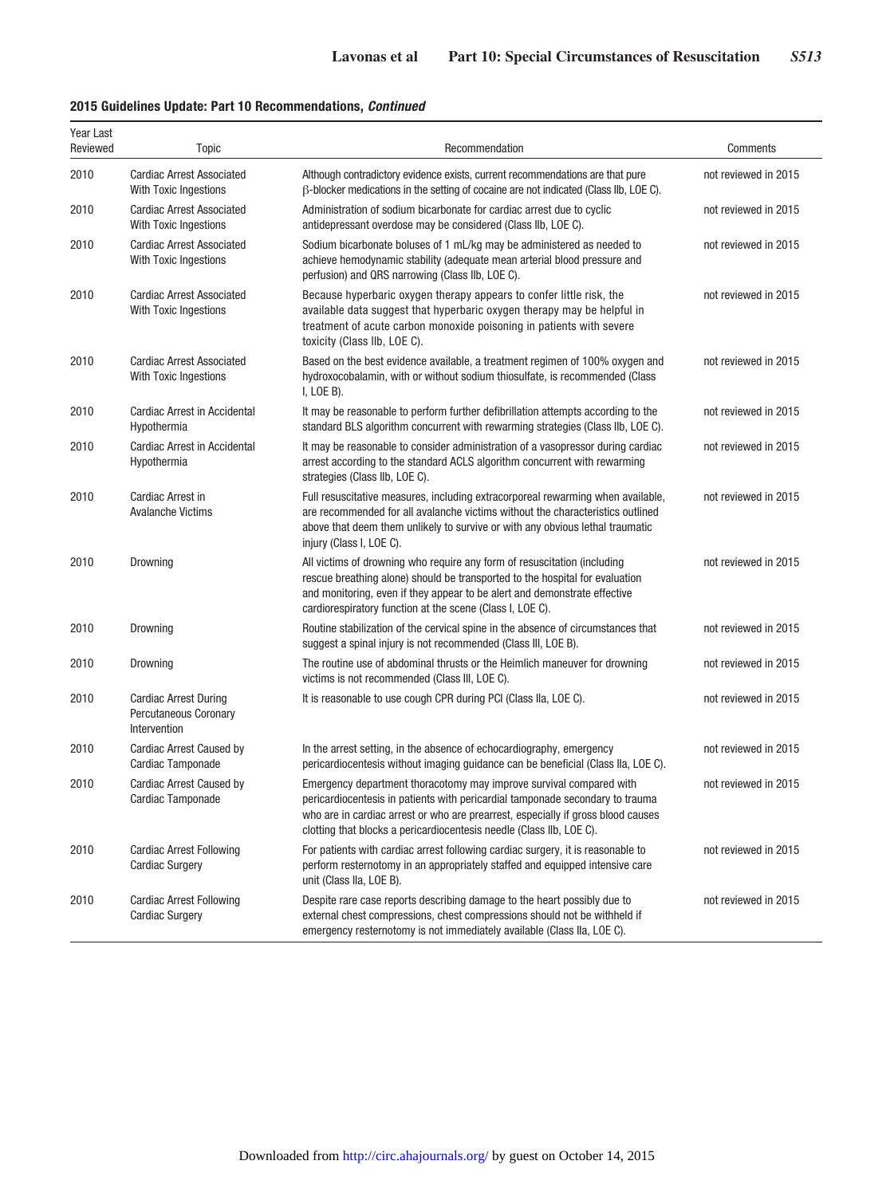**2015 Guidelines Update: Part 10 Recommendations, *Continued***

| Year Last Reviewed | Topic | Recommendation | Comments |
|---|---|---|---|
| 2010 | Cardiac Arrest Associated With Toxic Ingestions | Although contradictory evidence exists, current recommendations are that pure β-blocker medications in the setting of cocaine are not indicated (Class IIb, LOE C). | not reviewed in 2015 |
| 2010 | Cardiac Arrest Associated With Toxic Ingestions | Administration of sodium bicarbonate for cardiac arrest due to cyclic antidepressant overdose may be considered (Class IIb, LOE C). | not reviewed in 2015 |
| 2010 | Cardiac Arrest Associated With Toxic Ingestions | Sodium bicarbonate boluses of 1 mL/kg may be administered as needed to achieve hemodynamic stability (adequate mean arterial blood pressure and perfusion) and QRS narrowing (Class IIb, LOE C). | not reviewed in 2015 |
| 2010 | Cardiac Arrest Associated With Toxic Ingestions | Because hyperbaric oxygen therapy appears to confer little risk, the available data suggest that hyperbaric oxygen therapy may be helpful in treatment of acute carbon monoxide poisoning in patients with severe toxicity (Class IIb, LOE C). | not reviewed in 2015 |
| 2010 | Cardiac Arrest Associated With Toxic Ingestions | Based on the best evidence available, a treatment regimen of 100% oxygen and hydroxocobalamin, with or without sodium thiosulfate, is recommended (Class I, LOE B). | not reviewed in 2015 |
| 2010 | Cardiac Arrest in Accidental Hypothermia | It may be reasonable to perform further defibrillation attempts according to the standard BLS algorithm concurrent with rewarming strategies (Class IIb, LOE C). | not reviewed in 2015 |
| 2010 | Cardiac Arrest in Accidental Hypothermia | It may be reasonable to consider administration of a vasopressor during cardiac arrest according to the standard ACLS algorithm concurrent with rewarming strategies (Class IIb, LOE C). | not reviewed in 2015 |
| 2010 | Cardiac Arrest in Avalanche Victims | Full resuscitative measures, including extracorporeal rewarming when available, are recommended for all avalanche victims without the characteristics outlined above that deem them unlikely to survive or with any obvious lethal traumatic injury (Class I, LOE C). | not reviewed in 2015 |
| 2010 | Drowning | All victims of drowning who require any form of resuscitation (including rescue breathing alone) should be transported to the hospital for evaluation and monitoring, even if they appear to be alert and demonstrate effective cardiorespiratory function at the scene (Class I, LOE C). | not reviewed in 2015 |
| 2010 | Drowning | Routine stabilization of the cervical spine in the absence of circumstances that suggest a spinal injury is not recommended (Class III, LOE B). | not reviewed in 2015 |
| 2010 | Drowning | The routine use of abdominal thrusts or the Heimlich maneuver for drowning victims is not recommended (Class III, LOE C). | not reviewed in 2015 |
| 2010 | Cardiac Arrest During Percutaneous Coronary Intervention | It is reasonable to use cough CPR during PCI (Class IIa, LOE C). | not reviewed in 2015 |
| 2010 | Cardiac Arrest Caused by Cardiac Tamponade | In the arrest setting, in the absence of echocardiography, emergency pericardiocentesis without imaging guidance can be beneficial (Class IIa, LOE C). | not reviewed in 2015 |
| 2010 | Cardiac Arrest Caused by Cardiac Tamponade | Emergency department thoracotomy may improve survival compared with pericardiocentesis in patients with pericardial tamponade secondary to trauma who are in cardiac arrest or who are prearrest, especially if gross blood causes clotting that blocks a pericardiocentesis needle (Class IIb, LOE C). | not reviewed in 2015 |
| 2010 | Cardiac Arrest Following Cardiac Surgery | For patients with cardiac arrest following cardiac surgery, it is reasonable to perform resternotomy in an appropriately staffed and equipped intensive care unit (Class IIa, LOE B). | not reviewed in 2015 |
| 2010 | Cardiac Arrest Following Cardiac Surgery | Despite rare case reports describing damage to the heart possibly due to external chest compressions, chest compressions should not be withheld if emergency resternotomy is not immediately available (Class IIa, LOE C). | not reviewed in 2015 |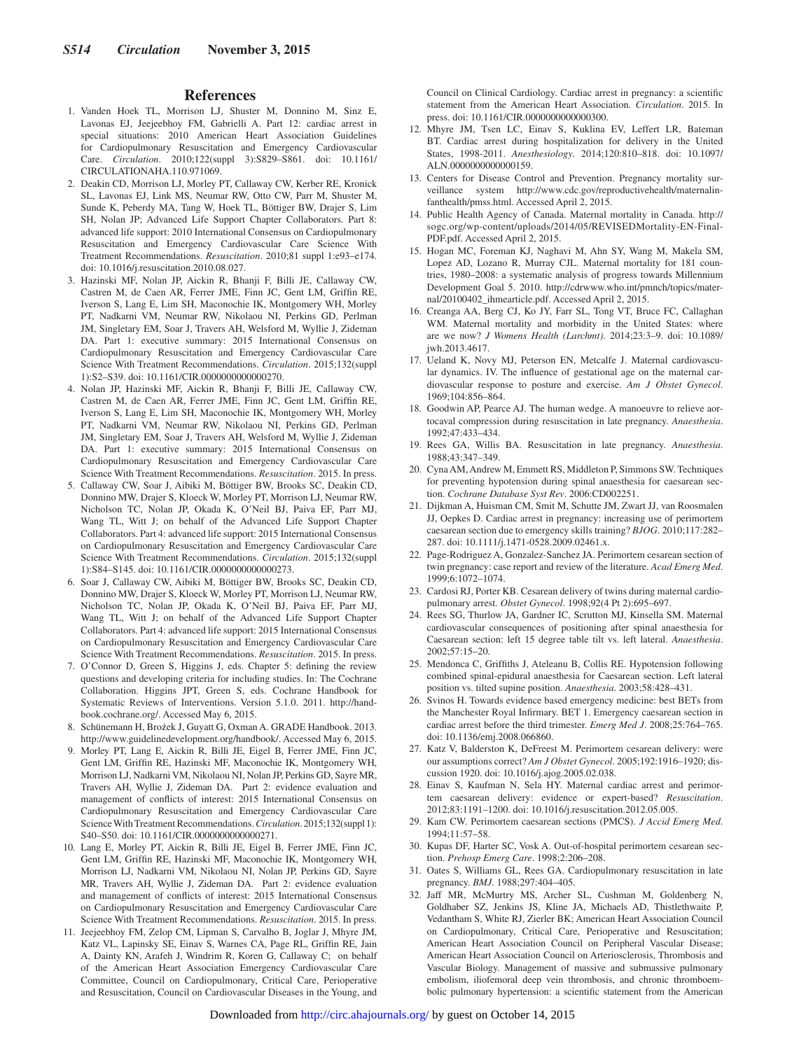## References

1. Vanden Hoek TL, Morrison LJ, Shuster M, Donnino M, Sinz E, Lavonas EJ, Jeejeebhoy FM, Gabrielli A. Part 12: cardiac arrest in special situations: 2010 American Heart Association Guidelines for Cardiopulmonary Resuscitation and Emergency Cardiovascular Care. *Circulation*. 2010;122(suppl 3):S829–S861. doi: 10.1161/CIRCULATIONAHA.110.971069.
2. Deakin CD, Morrison LJ, Morley PT, Callaway CW, Kerber RE, Kronick SL, Lavonas EJ, Link MS, Neumar RW, Otto CW, Parr M, Shuster M, Sunde K, Peberdy MA, Tang W, Hoek TL, Böttiger BW, Drajer S, Lim SH, Nolan JP; Advanced Life Support Chapter Collaborators. Part 8: advanced life support: 2010 International Consensus on Cardiopulmonary Resuscitation and Emergency Cardiovascular Care Science With Treatment Recommendations. *Resuscitation*. 2010;81 suppl 1:e93–e174. doi: 10.1016/j.resuscitation.2010.08.027.
3. Hazinski MF, Nolan JP, Aickin R, Bhanji F, Billi JE, Callaway CW, Castren M, de Caen AR, Ferrer JME, Finn JC, Gent LM, Griffin RE, Iverson S, Lang E, Lim SH, Maconochie IK, Montgomery WH, Morley PT, Nadkarni VM, Neumar RW, Nikolaou NI, Perkins GD, Perlman JM, Singletary EM, Soar J, Travers AH, Welsford M, Wyllie J, Zideman DA. Part 1: executive summary: 2015 International Consensus on Cardiopulmonary Resuscitation and Emergency Cardiovascular Care Science With Treatment Recommendations. *Circulation*. 2015;132(suppl 1):S2–S39. doi: 10.1161/CIR.0000000000000270.
4. Nolan JP, Hazinski MF, Aickin R, Bhanji F, Billi JE, Callaway CW, Castren M, de Caen AR, Ferrer JME, Finn JC, Gent LM, Griffin RE, Iverson S, Lang E, Lim SH, Maconochie IK, Montgomery WH, Morley PT, Nadkarni VM, Neumar RW, Nikolaou NI, Perkins GD, Perlman JM, Singletary EM, Soar J, Travers AH, Welsford M, Wyllie J, Zideman DA. Part 1: executive summary: 2015 International Consensus on Cardiopulmonary Resuscitation and Emergency Cardiovascular Care Science With Treatment Recommendations. *Resuscitation*. 2015. In press.
5. Callaway CW, Soar J, Aibiki M, Böttiger BW, Brooks SC, Deakin CD, Donnino MW, Drajer S, Kloeck W, Morley PT, Morrison LJ, Neumar RW, Nicholson TC, Nolan JP, Okada K, O'Neil BJ, Paiva EF, Parr MJ, Wang TL, Witt J; on behalf of the Advanced Life Support Chapter Collaborators. Part 4: advanced life support: 2015 International Consensus on Cardiopulmonary Resuscitation and Emergency Cardiovascular Care Science With Treatment Recommendations. *Circulation*. 2015;132(suppl 1):S84–S145. doi: 10.1161/CIR.0000000000000273.
6. Soar J, Callaway CW, Aibiki M, Böttiger BW, Brooks SC, Deakin CD, Donnino MW, Drajer S, Kloeck W, Morley PT, Morrison LJ, Neumar RW, Nicholson TC, Nolan JP, Okada K, O'Neil BJ, Paiva EF, Parr MJ, Wang TL, Witt J; on behalf of the Advanced Life Support Chapter Collaborators. Part 4: advanced life support: 2015 International Consensus on Cardiopulmonary Resuscitation and Emergency Cardiovascular Care Science With Treatment Recommendations. *Resuscitation*. 2015. In press.
7. O'Connor D, Green S, Higgins J, eds. Chapter 5: defining the review questions and developing criteria for including studies. In: The Cochrane Collaboration. Higgins JPT, Green S, eds. Cochrane Handbook for Systematic Reviews of Interventions. Version 5.1.0. 2011. http://handbook.cochrane.org/. Accessed May 6, 2015.
8. Schünemann H, Brożek J, Guyatt G, Oxman A. GRADE Handbook. 2013. http://www.guidelinedevelopment.org/handbook/. Accessed May 6, 2015.
9. Morley PT, Lang E, Aickin R, Billi JE, Eigel B, Ferrer JME, Finn JC, Gent LM, Griffin RE, Hazinski MF, Maconochie IK, Montgomery WH, Morrison LJ, Nadkarni VM, Nikolaou NI, Nolan JP, Perkins GD, Sayre MR, Travers AH, Wyllie J, Zideman DA. Part 2: evidence evaluation and management of conflicts of interest: 2015 International Consensus on Cardiopulmonary Resuscitation and Emergency Cardiovascular Care Science With Treatment Recommendations. *Circulation*. 2015;132(suppl 1): S40–S50. doi: 10.1161/CIR.0000000000000271.
10. Lang E, Morley PT, Aickin R, Billi JE, Eigel B, Ferrer JME, Finn JC, Gent LM, Griffin RE, Hazinski MF, Maconochie IK, Montgomery WH, Morrison LJ, Nadkarni VM, Nikolaou NI, Nolan JP, Perkins GD, Sayre MR, Travers AH, Wyllie J, Zideman DA. Part 2: evidence evaluation and management of conflicts of interest: 2015 International Consensus on Cardiopulmonary Resuscitation and Emergency Cardiovascular Care Science With Treatment Recommendations. *Resuscitation*. 2015. In press.
11. Jeejeebhoy FM, Zelop CM, Lipman S, Carvalho B, Joglar J, Mhyre JM, Katz VL, Lapinsky SE, Einav S, Warnes CA, Page RL, Griffin RE, Jain A, Dainty KN, Arafeh J, Windrim R, Koren G, Callaway C; on behalf of the American Heart Association Emergency Cardiovascular Care Committee, Council on Cardiopulmonary, Critical Care, Perioperative and Resuscitation, Council on Cardiovascular Diseases in the Young, and Council on Clinical Cardiology. Cardiac arrest in pregnancy: a scientific statement from the American Heart Association. *Circulation*. 2015. In press. doi: 10.1161/CIR.0000000000000300.
12. Mhyre JM, Tsen LC, Einav S, Kuklina EV, Leffert LR, Bateman BT. Cardiac arrest during hospitalization for delivery in the United States, 1998-2011. *Anesthesiology*. 2014;120:810–818. doi: 10.1097/ALN.0000000000000159.
13. Centers for Disease Control and Prevention. Pregnancy mortality surveillance system http://www.cdc.gov/reproductivehealth/maternalinfanthealth/pmss.html. Accessed April 2, 2015.
14. Public Health Agency of Canada. Maternal mortality in Canada. http://sogc.org/wp-content/uploads/2014/05/REVISEDMortality-EN-Final-PDF.pdf. Accessed April 2, 2015.
15. Hogan MC, Foreman KJ, Naghavi M, Ahn SY, Wang M, Makela SM, Lopez AD, Lozano R, Murray CJL. Maternal mortality for 181 countries, 1980–2008: a systematic analysis of progress towards Millennium Development Goal 5. 2010. http://cdrwww.who.int/pmnch/topics/maternal/20100402_ihmearticle.pdf. Accessed April 2, 2015.
16. Creanga AA, Berg CJ, Ko JY, Farr SL, Tong VT, Bruce FC, Callaghan WM. Maternal mortality and morbidity in the United States: where are we now? *J Womens Health (Larchmt)*. 2014;23:3–9. doi: 10.1089/jwh.2013.4617.
17. Ueland K, Novy MJ, Peterson EN, Metcalfe J. Maternal cardiovascular dynamics. IV. The influence of gestational age on the maternal cardiovascular response to posture and exercise. *Am J Obstet Gynecol*. 1969;104:856–864.
18. Goodwin AP, Pearce AJ. The human wedge. A manoeuvre to relieve aortocaval compression during resuscitation in late pregnancy. *Anaesthesia*. 1992;47:433–434.
19. Rees GA, Willis BA. Resuscitation in late pregnancy. *Anaesthesia*. 1988;43:347–349.
20. Cyna AM, Andrew M, Emmett RS, Middleton P, Simmons SW. Techniques for preventing hypotension during spinal anaesthesia for caesarean section. *Cochrane Database Syst Rev*. 2006:CD002251.
21. Dijkman A, Huisman CM, Smit M, Schutte JM, Zwart JJ, van Roosmalen JJ, Oepkes D. Cardiac arrest in pregnancy: increasing use of perimortem caesarean section due to emergency skills training? *BJOG*. 2010;117:282–287. doi: 10.1111/j.1471-0528.2009.02461.x.
22. Page-Rodriguez A, Gonzalez-Sanchez JA. Perimortem cesarean section of twin pregnancy: case report and review of the literature. *Acad Emerg Med*. 1999;6:1072–1074.
23. Cardosi RJ, Porter KB. Cesarean delivery of twins during maternal cardiopulmonary arrest. *Obstet Gynecol*. 1998;92(4 Pt 2):695–697.
24. Rees SG, Thurlow JA, Gardner IC, Scrutton MJ, Kinsella SM. Maternal cardiovascular consequences of positioning after spinal anaesthesia for Caesarean section: left 15 degree table tilt vs. left lateral. *Anaesthesia*. 2002;57:15–20.
25. Mendonca C, Griffiths J, Ateleanu B, Collis RE. Hypotension following combined spinal-epidural anaesthesia for Caesarean section. Left lateral position vs. tilted supine position. *Anaesthesia*. 2003;58:428–431.
26. Svinos H. Towards evidence based emergency medicine: best BETs from the Manchester Royal Infirmary. BET 1. Emergency caesarean section in cardiac arrest before the third trimester. *Emerg Med J*. 2008;25:764–765. doi: 10.1136/emj.2008.066860.
27. Katz V, Balderston K, DeFreest M. Perimortem cesarean delivery: were our assumptions correct? *Am J Obstet Gynecol*. 2005;192:1916–1920; discussion 1920. doi: 10.1016/j.ajog.2005.02.038.
28. Einav S, Kaufman N, Sela HY. Maternal cardiac arrest and perimortem caesarean delivery: evidence or expert-based? *Resuscitation*. 2012;83:1191–1200. doi: 10.1016/j.resuscitation.2012.05.005.
29. Kam CW. Perimortem caesarean sections (PMCS). *J Accid Emerg Med*. 1994;11:57–58.
30. Kupas DF, Harter SC, Vosk A. Out-of-hospital perimortem cesarean section. *Prehosp Emerg Care*. 1998;2:206–208.
31. Oates S, Williams GL, Rees GA. Cardiopulmonary resuscitation in late pregnancy. *BMJ*. 1988;297:404–405.
32. Jaff MR, McMurtry MS, Archer SL, Cushman M, Goldenberg N, Goldhaber SZ, Jenkins JS, Kline JA, Michaels AD, Thistlethwaite P, Vedantham S, White RJ, Zierler BK; American Heart Association Council on Cardiopulmonary, Critical Care, Perioperative and Resuscitation; American Heart Association Council on Peripheral Vascular Disease; American Heart Association Council on Arteriosclerosis, Thrombosis and Vascular Biology. Management of massive and submassive pulmonary embolism, iliofemoral deep vein thrombosis, and chronic thromboembolic pulmonary hypertension: a scientific statement from the American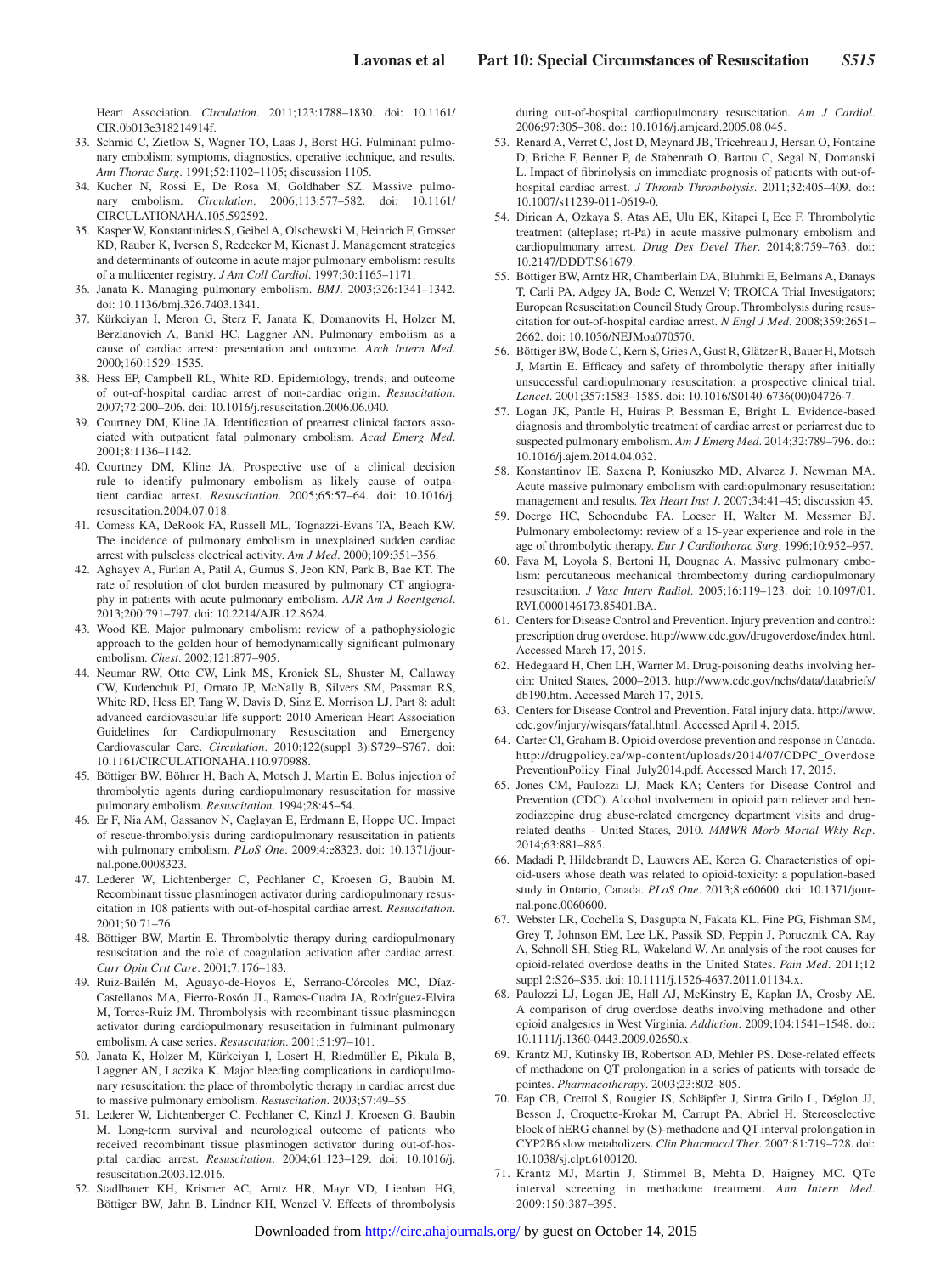Heart Association. *Circulation*. 2011;123:1788–1830. doi: 10.1161/CIR.0b013e318214914f.

33. Schmid C, Zietlow S, Wagner TO, Laas J, Borst HG. Fulminant pulmonary embolism: symptoms, diagnostics, operative technique, and results. *Ann Thorac Surg*. 1991;52:1102–1105; discussion 1105.
34. Kucher N, Rossi E, De Rosa M, Goldhaber SZ. Massive pulmonary embolism. *Circulation*. 2006;113:577–582. doi: 10.1161/CIRCULATIONAHA.105.592592.
35. Kasper W, Konstantinides S, Geibel A, Olschewski M, Heinrich F, Grosser KD, Rauber K, Iversen S, Redecker M, Kienast J. Management strategies and determinants of outcome in acute major pulmonary embolism: results of a multicenter registry. *J Am Coll Cardiol*. 1997;30:1165–1171.
36. Janata K. Managing pulmonary embolism. *BMJ*. 2003;326:1341–1342. doi: 10.1136/bmj.326.7403.1341.
37. Kürkciyan I, Meron G, Sterz F, Janata K, Domanovits H, Holzer M, Berzlanovich A, Bankl HC, Laggner AN. Pulmonary embolism as a cause of cardiac arrest: presentation and outcome. *Arch Intern Med*. 2000;160:1529–1535.
38. Hess EP, Campbell RL, White RD. Epidemiology, trends, and outcome of out-of-hospital cardiac arrest of non-cardiac origin. *Resuscitation*. 2007;72:200–206. doi: 10.1016/j.resuscitation.2006.06.040.
39. Courtney DM, Kline JA. Identification of prearrest clinical factors associated with outpatient fatal pulmonary embolism. *Acad Emerg Med*. 2001;8:1136–1142.
40. Courtney DM, Kline JA. Prospective use of a clinical decision rule to identify pulmonary embolism as likely cause of outpatient cardiac arrest. *Resuscitation*. 2005;65:57–64. doi: 10.1016/j.resuscitation.2004.07.018.
41. Comess KA, DeRook FA, Russell ML, Tognazzi-Evans TA, Beach KW. The incidence of pulmonary embolism in unexplained sudden cardiac arrest with pulseless electrical activity. *Am J Med*. 2000;109:351–356.
42. Aghayev A, Furlan A, Patil A, Gumus S, Jeon KN, Park B, Bae KT. The rate of resolution of clot burden measured by pulmonary CT angiography in patients with acute pulmonary embolism. *AJR Am J Roentgenol*. 2013;200:791–797. doi: 10.2214/AJR.12.8624.
43. Wood KE. Major pulmonary embolism: review of a pathophysiologic approach to the golden hour of hemodynamically significant pulmonary embolism. *Chest*. 2002;121:877–905.
44. Neumar RW, Otto CW, Link MS, Kronick SL, Shuster M, Callaway CW, Kudenchuk PJ, Ornato JP, McNally B, Silvers SM, Passman RS, White RD, Hess EP, Tang W, Davis D, Sinz E, Morrison LJ. Part 8: adult advanced cardiovascular life support: 2010 American Heart Association Guidelines for Cardiopulmonary Resuscitation and Emergency Cardiovascular Care. *Circulation*. 2010;122(suppl 3):S729–S767. doi: 10.1161/CIRCULATIONAHA.110.970988.
45. Böttiger BW, Böhrer H, Bach A, Motsch J, Martin E. Bolus injection of thrombolytic agents during cardiopulmonary resuscitation for massive pulmonary embolism. *Resuscitation*. 1994;28:45–54.
46. Er F, Nia AM, Gassanov N, Caglayan E, Erdmann E, Hoppe UC. Impact of rescue-thrombolysis during cardiopulmonary resuscitation in patients with pulmonary embolism. *PLoS One*. 2009;4:e8323. doi: 10.1371/journal.pone.0008323.
47. Lederer W, Lichtenberger C, Pechlaner C, Kroesen G, Baubin M. Recombinant tissue plasminogen activator during cardiopulmonary resuscitation in 108 patients with out-of-hospital cardiac arrest. *Resuscitation*. 2001;50:71–76.
48. Böttiger BW, Martin E. Thrombolytic therapy during cardiopulmonary resuscitation and the role of coagulation activation after cardiac arrest. *Curr Opin Crit Care*. 2001;7:176–183.
49. Ruiz-Bailén M, Aguayo-de-Hoyos E, Serrano-Córcoles MC, Díaz-Castellanos MA, Fierro-Rosón JL, Ramos-Cuadra JA, Rodríguez-Elvira M, Torres-Ruiz JM. Thrombolysis with recombinant tissue plasminogen activator during cardiopulmonary resuscitation in fulminant pulmonary embolism. A case series. *Resuscitation*. 2001;51:97–101.
50. Janata K, Holzer M, Kürkciyan I, Losert H, Riedmüller E, Pikula B, Laggner AN, Laczika K. Major bleeding complications in cardiopulmonary resuscitation: the place of thrombolytic therapy in cardiac arrest due to massive pulmonary embolism. *Resuscitation*. 2003;57:49–55.
51. Lederer W, Lichtenberger C, Pechlaner C, Kinzl J, Kroesen G, Baubin M. Long-term survival and neurological outcome of patients who received recombinant tissue plasminogen activator during out-of-hospital cardiac arrest. *Resuscitation*. 2004;61:123–129. doi: 10.1016/j.resuscitation.2003.12.016.
52. Stadlbauer KH, Krismer AC, Arntz HR, Mayr VD, Lienhart HG, Böttiger BW, Jahn B, Lindner KH, Wenzel V. Effects of thrombolysis during out-of-hospital cardiopulmonary resuscitation. *Am J Cardiol*. 2006;97:305–308. doi: 10.1016/j.amjcard.2005.08.045.
53. Renard A, Verret C, Jost D, Meynard JB, Tricehreau J, Hersan O, Fontaine D, Briche F, Benner P, de Stabenrath O, Bartou C, Segal N, Domanski L. Impact of fibrinolysis on immediate prognosis of patients with out-of-hospital cardiac arrest. *J Thromb Thrombolysis*. 2011;32:405–409. doi: 10.1007/s11239-011-0619-0.
54. Dirican A, Ozkaya S, Atas AE, Ulu EK, Kitapci I, Ece F. Thrombolytic treatment (alteplase; rt-Pa) in acute massive pulmonary embolism and cardiopulmonary arrest. *Drug Des Devel Ther*. 2014;8:759–763. doi: 10.2147/DDDT.S61679.
55. Böttiger BW, Arntz HR, Chamberlain DA, Bluhmki E, Belmans A, Danays T, Carli PA, Adgey JA, Bode C, Wenzel V; TROICA Trial Investigators; European Resuscitation Council Study Group. Thrombolysis during resuscitation for out-of-hospital cardiac arrest. *N Engl J Med*. 2008;359:2651–2662. doi: 10.1056/NEJMoa070570.
56. Böttiger BW, Bode C, Kern S, Gries A, Gust R, Glätzer R, Bauer H, Motsch J, Martin E. Efficacy and safety of thrombolytic therapy after initially unsuccessful cardiopulmonary resuscitation: a prospective clinical trial. *Lancet*. 2001;357:1583–1585. doi: 10.1016/S0140-6736(00)04726-7.
57. Logan JK, Pantle H, Huiras P, Bessman E, Bright L. Evidence-based diagnosis and thrombolytic treatment of cardiac arrest or periarrest due to suspected pulmonary embolism. *Am J Emerg Med*. 2014;32:789–796. doi: 10.1016/j.ajem.2014.04.032.
58. Konstantinov IE, Saxena P, Koniuszko MD, Alvarez J, Newman MA. Acute massive pulmonary embolism with cardiopulmonary resuscitation: management and results. *Tex Heart Inst J*. 2007;34:41–45; discussion 45.
59. Doerge HC, Schoendube FA, Loeser H, Walter M, Messmer BJ. Pulmonary embolectomy: review of a 15-year experience and role in the age of thrombolytic therapy. *Eur J Cardiothorac Surg*. 1996;10:952–957.
60. Fava M, Loyola S, Bertoni H, Dougnac A. Massive pulmonary embolism: percutaneous mechanical thrombectomy during cardiopulmonary resuscitation. *J Vasc Interv Radiol*. 2005;16:119–123. doi: 10.1097/01.RVI.0000146173.85401.BA.
61. Centers for Disease Control and Prevention. Injury prevention and control: prescription drug overdose. http://www.cdc.gov/drugoverdose/index.html. Accessed March 17, 2015.
62. Hedegaard H, Chen LH, Warner M. Drug-poisoning deaths involving heroin: United States, 2000–2013. http://www.cdc.gov/nchs/data/databriefs/db190.htm. Accessed March 17, 2015.
63. Centers for Disease Control and Prevention. Fatal injury data. http://www.cdc.gov/injury/wisqars/fatal.html. Accessed April 4, 2015.
64. Carter CI, Graham B. Opioid overdose prevention and response in Canada. http://drugpolicy.ca/wp-content/uploads/2014/07/CDPC_Overdose PreventionPolicy_Final_July2014.pdf. Accessed March 17, 2015.
65. Jones CM, Paulozzi LJ, Mack KA; Centers for Disease Control and Prevention (CDC). Alcohol involvement in opioid pain reliever and benzodiazepine drug abuse-related emergency department visits and drug-related deaths - United States, 2010. *MMWR Morb Mortal Wkly Rep*. 2014;63:881–885.
66. Madadi P, Hildebrandt D, Lauwers AE, Koren G. Characteristics of opioid-users whose death was related to opioid-toxicity: a population-based study in Ontario, Canada. *PLoS One*. 2013;8:e60600. doi: 10.1371/journal.pone.0060600.
67. Webster LR, Cochella S, Dasgupta N, Fakata KL, Fine PG, Fishman SM, Grey T, Johnson EM, Lee LK, Passik SD, Peppin J, Porucznik CA, Ray A, Schnoll SH, Stieg RL, Wakeland W. An analysis of the root causes for opioid-related overdose deaths in the United States. *Pain Med*. 2011;12 suppl 2:S26–S35. doi: 10.1111/j.1526-4637.2011.01134.x.
68. Paulozzi LJ, Logan JE, Hall AJ, McKinstry E, Kaplan JA, Crosby AE. A comparison of drug overdose deaths involving methadone and other opioid analgesics in West Virginia. *Addiction*. 2009;104:1541–1548. doi: 10.1111/j.1360-0443.2009.02650.x.
69. Krantz MJ, Kutinsky IB, Robertson AD, Mehler PS. Dose-related effects of methadone on QT prolongation in a series of patients with torsade de pointes. *Pharmacotherapy*. 2003;23:802–805.
70. Eap CB, Crettol S, Rougier JS, Schläpfer J, Sintra Grilo L, Déglon JJ, Besson J, Croquette-Krokar M, Carrupt PA, Abriel H. Stereoselective block of hERG channel by (S)-methadone and QT interval prolongation in CYP2B6 slow metabolizers. *Clin Pharmacol Ther*. 2007;81:719–728. doi: 10.1038/sj.clpt.6100120.
71. Krantz MJ, Martin J, Stimmel B, Mehta D, Haigney MC. QTc interval screening in methadone treatment. *Ann Intern Med*. 2009;150:387–395.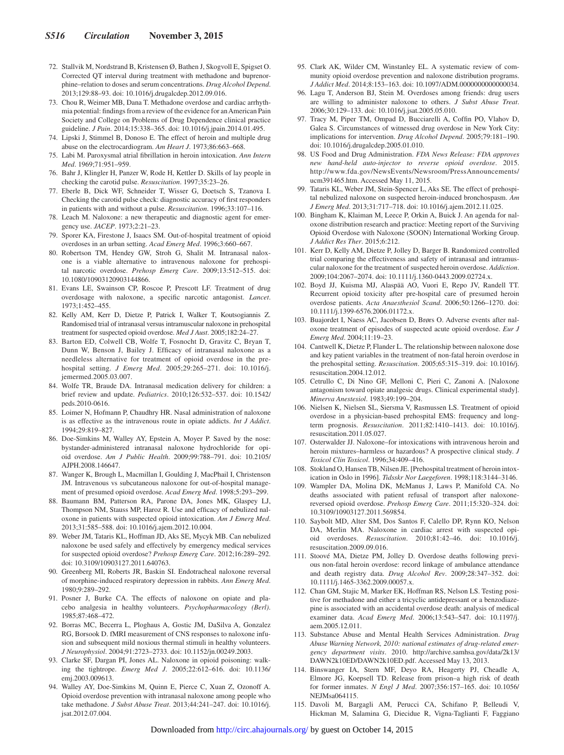72. Stallvik M, Nordstrand B, Kristensen Ø, Bathen J, Skogvoll E, Spigset O. Corrected QT interval during treatment with methadone and buprenorphine–relation to doses and serum concentrations. *Drug Alcohol Depend*. 2013;129:88–93. doi: 10.1016/j.drugalcdep.2012.09.016.
73. Chou R, Weimer MB, Dana T. Methadone overdose and cardiac arrhythmia potential: findings from a review of the evidence for an American Pain Society and College on Problems of Drug Dependence clinical practice guideline. *J Pain*. 2014;15:338–365. doi: 10.1016/j.jpain.2014.01.495.
74. Lipski J, Stimmel B, Donoso E. The effect of heroin and multiple drug abuse on the electrocardiogram. *Am Heart J*. 1973;86:663–668.
75. Labi M. Paroxysmal atrial fibrillation in heroin intoxication. *Ann Intern Med*. 1969;71:951–959.
76. Bahr J, Klingler H, Panzer W, Rode H, Kettler D. Skills of lay people in checking the carotid pulse. *Resuscitation*. 1997;35:23–26.
77. Eberle B, Dick WF, Schneider T, Wisser G, Doetsch S, Tzanova I. Checking the carotid pulse check: diagnostic accuracy of first responders in patients with and without a pulse. *Resuscitation*. 1996;33:107–116.
78. Leach M. Naloxone: a new therapeutic and diagnostic agent for emergency use. *JACEP*. 1973;2:21–23.
79. Sporer KA, Firestone J, Isaacs SM. Out-of-hospital treatment of opioid overdoses in an urban setting. *Acad Emerg Med*. 1996;3:660–667.
80. Robertson TM, Hendey GW, Stroh G, Shalit M. Intranasal naloxone is a viable alternative to intravenous naloxone for prehospital narcotic overdose. *Prehosp Emerg Care*. 2009;13:512–515. doi: 10.1080/10903120903144866.
81. Evans LE, Swainson CP, Roscoe P, Prescott LF. Treatment of drug overdosage with naloxone, a specific narcotic antagonist. *Lancet*. 1973;1:452–455.
82. Kelly AM, Kerr D, Dietze P, Patrick I, Walker T, Koutsogiannis Z. Randomised trial of intranasal versus intramuscular naloxone in prehospital treatment for suspected opioid overdose. *Med J Aust*. 2005;182:24–27.
83. Barton ED, Colwell CB, Wolfe T, Fosnocht D, Gravitz C, Bryan T, Dunn W, Benson J, Bailey J. Efficacy of intranasal naloxone as a needleless alternative for treatment of opioid overdose in the prehospital setting. *J Emerg Med*. 2005;29:265–271. doi: 10.1016/j.jemermed.2005.03.007.
84. Wolfe TR, Braude DA. Intranasal medication delivery for children: a brief review and update. *Pediatrics*. 2010;126:532–537. doi: 10.1542/peds.2010-0616.
85. Loimer N, Hofmann P, Chaudhry HR. Nasal administration of naloxone is as effective as the intravenous route in opiate addicts. *Int J Addict*. 1994;29:819–827.
86. Doe-Simkins M, Walley AY, Epstein A, Moyer P. Saved by the nose: bystander-administered intranasal naloxone hydrochloride for opioid overdose. *Am J Public Health*. 2009;99:788–791. doi: 10.2105/AJPH.2008.146647.
87. Wanger K, Brough L, Macmillan I, Goulding J, MacPhail I, Christenson JM. Intravenous vs subcutaneous naloxone for out-of-hospital management of presumed opioid overdose. *Acad Emerg Med*. 1998;5:293–299.
88. Baumann BM, Patterson RA, Parone DA, Jones MK, Glaspey LJ, Thompson NM, Stauss MP, Haroz R. Use and efficacy of nebulized naloxone in patients with suspected opioid intoxication. *Am J Emerg Med*. 2013;31:585–588. doi: 10.1016/j.ajem.2012.10.004.
89. Weber JM, Tataris KL, Hoffman JD, Aks SE, Mycyk MB. Can nebulized naloxone be used safely and effectively by emergency medical services for suspected opioid overdose? *Prehosp Emerg Care*. 2012;16:289–292. doi: 10.3109/10903127.2011.640763.
90. Greenberg MI, Roberts JR, Baskin SI. Endotracheal naloxone reversal of morphine-induced respiratory depression in rabbits. *Ann Emerg Med*. 1980;9:289–292.
91. Posner J, Burke CA. The effects of naloxone on opiate and placebo analgesia in healthy volunteers. *Psychopharmacology (Berl)*. 1985;87:468–472.
92. Borras MC, Becerra L, Ploghaus A, Gostic JM, DaSilva A, Gonzalez RG, Borsook D. fMRI measurement of CNS responses to naloxone infusion and subsequent mild noxious thermal stimuli in healthy volunteers. *J Neurophysiol*. 2004;91:2723–2733. doi: 10.1152/jn.00249.2003.
93. Clarke SF, Dargan PI, Jones AL. Naloxone in opioid poisoning: walking the tightrope. *Emerg Med J*. 2005;22:612–616. doi: 10.1136/emj.2003.009613.
94. Walley AY, Doe-Simkins M, Quinn E, Pierce C, Xuan Z, Ozonoff A. Opioid overdose prevention with intranasal naloxone among people who take methadone. *J Subst Abuse Treat*. 2013;44:241–247. doi: 10.1016/j.jsat.2012.07.004.
95. Clark AK, Wilder CM, Winstanley EL. A systematic review of community opioid overdose prevention and naloxone distribution programs. *J Addict Med*. 2014;8:153–163. doi: 10.1097/ADM.0000000000000034.
96. Lagu T, Anderson BJ, Stein M. Overdoses among friends: drug users are willing to administer naloxone to others. *J Subst Abuse Treat*. 2006;30:129–133. doi: 10.1016/j.jsat.2005.05.010.
97. Tracy M, Piper TM, Ompad D, Bucciarelli A, Coffin PO, Vlahov D, Galea S. Circumstances of witnessed drug overdose in New York City: implications for intervention. *Drug Alcohol Depend*. 2005;79:181–190. doi: 10.1016/j.drugalcdep.2005.01.010.
98. US Food and Drug Administration. *FDA News Release: FDA approves new hand-held auto-injector to reverse opioid overdose*. 2015. http://www.fda.gov/NewsEvents/Newsroom/PressAnnouncements/ucm391465.htm. Accessed May 11, 2015.
99. Tataris KL, Weber JM, Stein-Spencer L, Aks SE. The effect of prehospital nebulized naloxone on suspected heroin-induced bronchospasm. *Am J Emerg Med*. 2013;31:717–718. doi: 10.1016/j.ajem.2012.11.025.
100. Bingham K, Klaiman M, Leece P, Orkin A, Buick J. An agenda for naloxone distribution research and practice: Meeting report of the Surviving Opioid Overdose with Naloxone (SOON) International Working Group. *J Addict Res Ther*. 2015;6:212.
101. Kerr D, Kelly AM, Dietze P, Jolley D, Barger B. Randomized controlled trial comparing the effectiveness and safety of intranasal and intramuscular naloxone for the treatment of suspected heroin overdose. *Addiction*. 2009;104:2067–2074. doi: 10.1111/j.1360-0443.2009.02724.x.
102. Boyd JJ, Kuisma MJ, Alaspää AO, Vuori E, Repo JV, Randell TT. Recurrent opioid toxicity after pre-hospital care of presumed heroin overdose patients. *Acta Anaesthesiol Scand*. 2006;50:1266–1270. doi: 10.1111/j.1399-6576.2006.01172.x.
103. Buajordet I, Naess AC, Jacobsen D, Brørs O. Adverse events after naloxone treatment of episodes of suspected acute opioid overdose. *Eur J Emerg Med*. 2004;11:19–23.
104. Cantwell K, Dietze P, Flander L. The relationship between naloxone dose and key patient variables in the treatment of non-fatal heroin overdose in the prehospital setting. *Resuscitation*. 2005;65:315–319. doi: 10.1016/j.resuscitation.2004.12.012.
105. Cetrullo C, Di Nino GF, Melloni C, Pieri C, Zanoni A. [Naloxone antagonism toward opiate analgesic drugs. Clinical experimental study]. *Minerva Anestesiol*. 1983;49:199–204.
106. Nielsen K, Nielsen SL, Siersma V, Rasmussen LS. Treatment of opioid overdose in a physician-based prehospital EMS: frequency and long-term prognosis. *Resuscitation*. 2011;82:1410–1413. doi: 10.1016/j.resuscitation.2011.05.027.
107. Osterwalder JJ. Naloxone–for intoxications with intravenous heroin and heroin mixtures–harmless or hazardous? A prospective clinical study. *J Toxicol Clin Toxicol*. 1996;34:409–416.
108. Stokland O, Hansen TB, Nilsen JE. [Prehospital treatment of heroin intoxication in Oslo in 1996]. *Tidsskr Nor Laegeforen*. 1998;118:3144–3146.
109. Wampler DA, Molina DK, McManus J, Laws P, Manifold CA. No deaths associated with patient refusal of transport after naloxone-reversed opioid overdose. *Prehosp Emerg Care*. 2011;15:320–324. doi: 10.3109/10903127.2011.569854.
110. Saybolt MD, Alter SM, Dos Santos F, Calello DP, Rynn KO, Nelson DA, Merlin MA. Naloxone in cardiac arrest with suspected opioid overdoses. *Resuscitation*. 2010;81:42–46. doi: 10.1016/j.resuscitation.2009.09.016.
111. Stoové MA, Dietze PM, Jolley D. Overdose deaths following previous non-fatal heroin overdose: record linkage of ambulance attendance and death registry data. *Drug Alcohol Rev*. 2009;28:347–352. doi: 10.1111/j.1465-3362.2009.00057.x.
112. Chan GM, Stajic M, Marker EK, Hoffman RS, Nelson LS. Testing positive for methadone and either a tricyclic antidepressant or a benzodiazepine is associated with an accidental overdose death: analysis of medical examiner data. *Acad Emerg Med*. 2006;13:543–547. doi: 10.1197/j.aem.2005.12.011.
113. Substance Abuse and Mental Health Services Administration. *Drug Abuse Warning Network, 2010: national estimates of drug-related emergency department visits*. 2010. http://archive.samhsa.gov/data/2k13/DAWN2k10ED/DAWN2k10ED.pdf. Accessed May 13, 2013.
114. Binswanger IA, Stern MF, Deyo RA, Heagerty PJ, Cheadle A, Elmore JG, Koepsell TD. Release from prison–a high risk of death for former inmates. *N Engl J Med*. 2007;356:157–165. doi: 10.1056/NEJMsa064115.
115. Davoli M, Bargagli AM, Perucci CA, Schifano P, Belleudi V, Hickman M, Salamina G, Diecidue R, Vigna-Taglianti F, Faggiano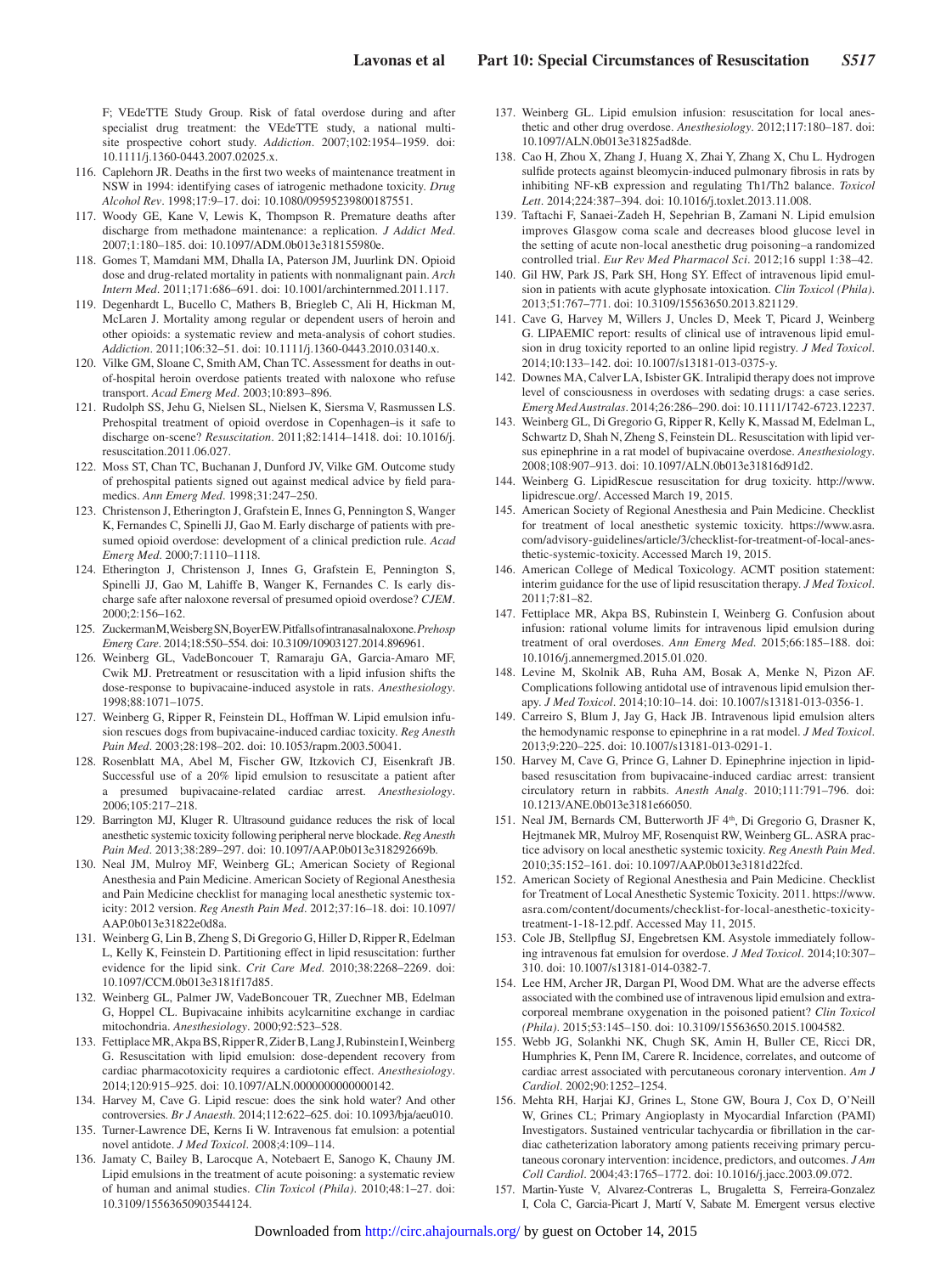F; VEdeTTE Study Group. Risk of fatal overdose during and after specialist drug treatment: the VEdeTTE study, a national multi-site prospective cohort study. *Addiction*. 2007;102:1954–1959. doi: 10.1111/j.1360-0443.2007.02025.x.

116. Caplehorn JR. Deaths in the first two weeks of maintenance treatment in NSW in 1994: identifying cases of iatrogenic methadone toxicity. *Drug Alcohol Rev*. 1998;17:9–17. doi: 10.1080/09595239800187551.
117. Woody GE, Kane V, Lewis K, Thompson R. Premature deaths after discharge from methadone maintenance: a replication. *J Addict Med*. 2007;1:180–185. doi: 10.1097/ADM.0b013e318155980e.
118. Gomes T, Mamdani MM, Dhalla IA, Paterson JM, Juurlink DN. Opioid dose and drug-related mortality in patients with nonmalignant pain. *Arch Intern Med*. 2011;171:686–691. doi: 10.1001/archinternmed.2011.117.
119. Degenhardt L, Bucello C, Mathers B, Briegleb C, Ali H, Hickman M, McLaren J. Mortality among regular or dependent users of heroin and other opioids: a systematic review and meta-analysis of cohort studies. *Addiction*. 2011;106:32–51. doi: 10.1111/j.1360-0443.2010.03140.x.
120. Vilke GM, Sloane C, Smith AM, Chan TC. Assessment for deaths in out-of-hospital heroin overdose patients treated with naloxone who refuse transport. *Acad Emerg Med*. 2003;10:893–896.
121. Rudolph SS, Jehu G, Nielsen SL, Nielsen K, Siersma V, Rasmussen LS. Prehospital treatment of opioid overdose in Copenhagen–is it safe to discharge on-scene? *Resuscitation*. 2011;82:1414–1418. doi: 10.1016/j.resuscitation.2011.06.027.
122. Moss ST, Chan TC, Buchanan J, Dunford JV, Vilke GM. Outcome study of prehospital patients signed out against medical advice by field paramedics. *Ann Emerg Med*. 1998;31:247–250.
123. Christenson J, Etherington J, Grafstein E, Innes G, Pennington S, Wanger K, Fernandes C, Spinelli JJ, Gao M. Early discharge of patients with presumed opioid overdose: development of a clinical prediction rule. *Acad Emerg Med*. 2000;7:1110–1118.
124. Etherington J, Christenson J, Innes G, Grafstein E, Pennington S, Spinelli JJ, Gao M, Lahiffe B, Wanger K, Fernandes C. Is early discharge safe after naloxone reversal of presumed opioid overdose? *CJEM*. 2000;2:156–162.
125. Zuckerman M, Weisberg SN, Boyer EW. Pitfalls of intranasal naloxone. *Prehosp Emerg Care*. 2014;18:550–554. doi: 10.3109/10903127.2014.896961.
126. Weinberg GL, VadeBoncouer T, Ramaraju GA, Garcia-Amaro MF, Cwik MJ. Pretreatment or resuscitation with a lipid infusion shifts the dose-response to bupivacaine-induced asystole in rats. *Anesthesiology*. 1998;88:1071–1075.
127. Weinberg G, Ripper R, Feinstein DL, Hoffman W. Lipid emulsion infusion rescues dogs from bupivacaine-induced cardiac toxicity. *Reg Anesth Pain Med*. 2003;28:198–202. doi: 10.1053/rapm.2003.50041.
128. Rosenblatt MA, Abel M, Fischer GW, Itzkovich CJ, Eisenkraft JB. Successful use of a 20% lipid emulsion to resuscitate a patient after a presumed bupivacaine-related cardiac arrest. *Anesthesiology*. 2006;105:217–218.
129. Barrington MJ, Kluger R. Ultrasound guidance reduces the risk of local anesthetic systemic toxicity following peripheral nerve blockade. *Reg Anesth Pain Med*. 2013;38:289–297. doi: 10.1097/AAP.0b013e318292669b.
130. Neal JM, Mulroy MF, Weinberg GL; American Society of Regional Anesthesia and Pain Medicine. American Society of Regional Anesthesia and Pain Medicine checklist for managing local anesthetic systemic toxicity: 2012 version. *Reg Anesth Pain Med*. 2012;37:16–18. doi: 10.1097/AAP.0b013e31822e0d8a.
131. Weinberg G, Lin B, Zheng S, Di Gregorio G, Hiller D, Ripper R, Edelman L, Kelly K, Feinstein D. Partitioning effect in lipid resuscitation: further evidence for the lipid sink. *Crit Care Med*. 2010;38:2268–2269. doi: 10.1097/CCM.0b013e3181f17d85.
132. Weinberg GL, Palmer JW, VadeBoncouer TR, Zuechner MB, Edelman G, Hoppel CL. Bupivacaine inhibits acylcarnitine exchange in cardiac mitochondria. *Anesthesiology*. 2000;92:523–528.
133. Fettiplace MR, Akpa BS, Ripper R, Zider B, Lang J, Rubinstein I, Weinberg G. Resuscitation with lipid emulsion: dose-dependent recovery from cardiac pharmacotoxicity requires a cardiotonic effect. *Anesthesiology*. 2014;120:915–925. doi: 10.1097/ALN.0000000000000142.
134. Harvey M, Cave G. Lipid rescue: does the sink hold water? And other controversies. *Br J Anaesth*. 2014;112:622–625. doi: 10.1093/bja/aeu010.
135. Turner-Lawrence DE, Kerns Ii W. Intravenous fat emulsion: a potential novel antidote. *J Med Toxicol*. 2008;4:109–114.
136. Jamaty C, Bailey B, Larocque A, Notebaert E, Sanogo K, Chauny JM. Lipid emulsions in the treatment of acute poisoning: a systematic review of human and animal studies. *Clin Toxicol (Phila)*. 2010;48:1–27. doi: 10.3109/15563650903544124.
137. Weinberg GL. Lipid emulsion infusion: resuscitation for local anesthetic and other drug overdose. *Anesthesiology*. 2012;117:180–187. doi: 10.1097/ALN.0b013e31825ad8de.
138. Cao H, Zhou X, Zhang J, Huang X, Zhai Y, Zhang X, Chu L. Hydrogen sulfide protects against bleomycin-induced pulmonary fibrosis in rats by inhibiting NF-κB expression and regulating Th1/Th2 balance. *Toxicol Lett*. 2014;224:387–394. doi: 10.1016/j.toxlet.2013.11.008.
139. Taftachi F, Sanaei-Zadeh H, Sepehrian B, Zamani N. Lipid emulsion improves Glasgow coma scale and decreases blood glucose level in the setting of acute non-local anesthetic drug poisoning–a randomized controlled trial. *Eur Rev Med Pharmacol Sci*. 2012;16 suppl 1:38–42.
140. Gil HW, Park JS, Park SH, Hong SY. Effect of intravenous lipid emulsion in patients with acute glyphosate intoxication. *Clin Toxicol (Phila)*. 2013;51:767–771. doi: 10.3109/15563650.2013.821129.
141. Cave G, Harvey M, Willers J, Uncles D, Meek T, Picard J, Weinberg G. LIPAEMIC report: results of clinical use of intravenous lipid emulsion in drug toxicity reported to an online lipid registry. *J Med Toxicol*. 2014;10:133–142. doi: 10.1007/s13181-013-0375-y.
142. Downes MA, Calver LA, Isbister GK. Intralipid therapy does not improve level of consciousness in overdoses with sedating drugs: a case series. *Emerg Med Australas*. 2014;26:286–290. doi: 10.1111/1742-6723.12237.
143. Weinberg GL, Di Gregorio G, Ripper R, Kelly K, Massad M, Edelman L, Schwartz D, Shah N, Zheng S, Feinstein DL. Resuscitation with lipid versus epinephrine in a rat model of bupivacaine overdose. *Anesthesiology*. 2008;108:907–913. doi: 10.1097/ALN.0b013e31816d91d2.
144. Weinberg G. LipidRescue resuscitation for drug toxicity. http://www.lipidrescue.org/. Accessed March 19, 2015.
145. American Society of Regional Anesthesia and Pain Medicine. Checklist for treatment of local anesthetic systemic toxicity. https://www.asra.com/advisory-guidelines/article/3/checklist-for-treatment-of-local-anesthetic-systemic-toxicity. Accessed March 19, 2015.
146. American College of Medical Toxicology. ACMT position statement: interim guidance for the use of lipid resuscitation therapy. *J Med Toxicol*. 2011;7:81–82.
147. Fettiplace MR, Akpa BS, Rubinstein I, Weinberg G. Confusion about infusion: rational volume limits for intravenous lipid emulsion during treatment of oral overdoses. *Ann Emerg Med*. 2015;66:185–188. doi: 10.1016/j.annemergmed.2015.01.020.
148. Levine M, Skolnik AB, Ruha AM, Bosak A, Menke N, Pizon AF. Complications following antidotal use of intravenous lipid emulsion therapy. *J Med Toxicol*. 2014;10:10–14. doi: 10.1007/s13181-013-0356-1.
149. Carreiro S, Blum J, Jay G, Hack JB. Intravenous lipid emulsion alters the hemodynamic response to epinephrine in a rat model. *J Med Toxicol*. 2013;9:220–225. doi: 10.1007/s13181-013-0291-1.
150. Harvey M, Cave G, Prince G, Lahner D. Epinephrine injection in lipid-based resuscitation from bupivacaine-induced cardiac arrest: transient circulatory return in rabbits. *Anesth Analg*. 2010;111:791–796. doi: 10.1213/ANE.0b013e3181e66050.
151. Neal JM, Bernards CM, Butterworth JF 4th, Di Gregorio G, Drasner K, Hejtmanek MR, Mulroy MF, Rosenquist RW, Weinberg GL. ASRA practice advisory on local anesthetic systemic toxicity. *Reg Anesth Pain Med*. 2010;35:152–161. doi: 10.1097/AAP.0b013e3181d22fcd.
152. American Society of Regional Anesthesia and Pain Medicine. Checklist for Treatment of Local Anesthetic Systemic Toxicity. 2011. https://www.asra.com/content/documents/checklist-for-local-anesthetic-toxicity-treatment-1-18-12.pdf. Accessed May 11, 2015.
153. Cole JB, Stellpflug SJ, Engebretsen KM. Asystole immediately following intravenous fat emulsion for overdose. *J Med Toxicol*. 2014;10:307–310. doi: 10.1007/s13181-014-0382-7.
154. Lee HM, Archer JR, Dargan PI, Wood DM. What are the adverse effects associated with the combined use of intravenous lipid emulsion and extracorporeal membrane oxygenation in the poisoned patient? *Clin Toxicol (Phila)*. 2015;53:145–150. doi: 10.3109/15563650.2015.1004582.
155. Webb JG, Solankhi NK, Chugh SK, Amin H, Buller CE, Ricci DR, Humphries K, Penn IM, Carere R. Incidence, correlates, and outcome of cardiac arrest associated with percutaneous coronary intervention. *Am J Cardiol*. 2002;90:1252–1254.
156. Mehta RH, Harjai KJ, Grines L, Stone GW, Boura J, Cox D, O'Neill W, Grines CL; Primary Angioplasty in Myocardial Infarction (PAMI) Investigators. Sustained ventricular tachycardia or fibrillation in the cardiac catheterization laboratory among patients receiving primary percutaneous coronary intervention: incidence, predictors, and outcomes. *J Am Coll Cardiol*. 2004;43:1765–1772. doi: 10.1016/j.jacc.2003.09.072.
157. Martin-Yuste V, Alvarez-Contreras L, Brugaletta S, Ferreira-Gonzalez I, Cola C, Garcia-Picart J, Martí V, Sabate M. Emergent versus elective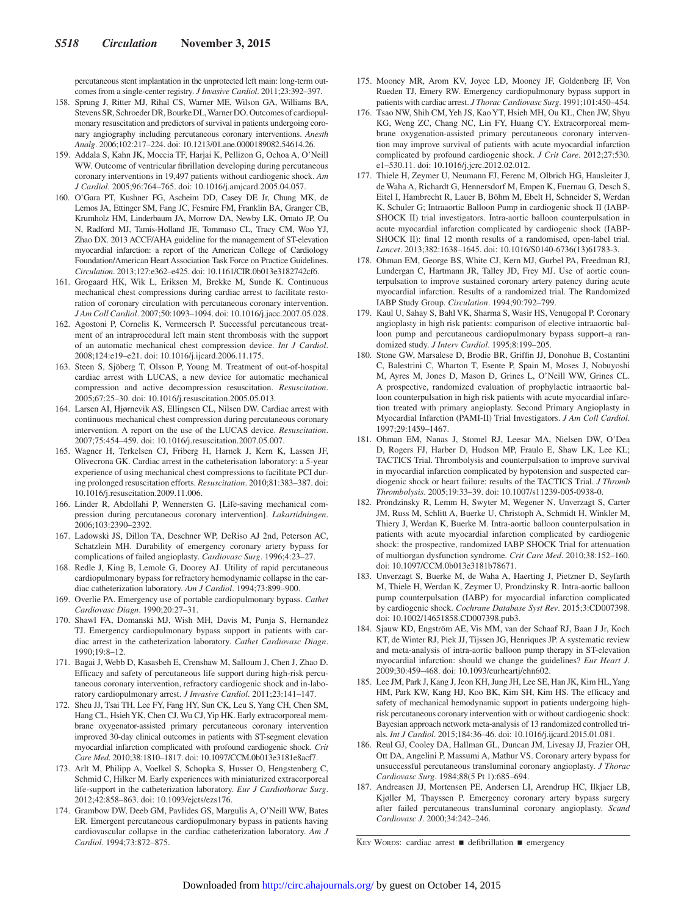percutaneous stent implantation in the unprotected left main: long-term outcomes from a single-center registry. *J Invasive Cardiol*. 2011;23:392–397.

158. Sprung J, Ritter MJ, Rihal CS, Warner ME, Wilson GA, Williams BA, Stevens SR, Schroeder DR, Bourke DL, Warner DO. Outcomes of cardiopulmonary resuscitation and predictors of survival in patients undergoing coronary angiography including percutaneous coronary interventions. *Anesth Analg*. 2006;102:217–224. doi: 10.1213/01.ane.0000189082.54614.26.
159. Addala S, Kahn JK, Moccia TF, Harjai K, Pellizon G, Ochoa A, O'Neill WW. Outcome of ventricular fibrillation developing during percutaneous coronary interventions in 19,497 patients without cardiogenic shock. *Am J Cardiol*. 2005;96:764–765. doi: 10.1016/j.amjcard.2005.04.057.
160. O'Gara PT, Kushner FG, Ascheim DD, Casey DE Jr, Chung MK, de Lemos JA, Ettinger SM, Fang JC, Fesmire FM, Franklin BA, Granger CB, Krumholz HM, Linderbaum JA, Morrow DA, Newby LK, Ornato JP, Ou N, Radford MJ, Tamis-Holland JE, Tommaso CL, Tracy CM, Woo YJ, Zhao DX. 2013 ACCF/AHA guideline for the management of ST-elevation myocardial infarction: a report of the American College of Cardiology Foundation/American Heart Association Task Force on Practice Guidelines. *Circulation*. 2013;127:e362–e425. doi: 10.1161/CIR.0b013e3182742cf6.
161. Grogaard HK, Wik L, Eriksen M, Brekke M, Sunde K. Continuous mechanical chest compressions during cardiac arrest to facilitate restoration of coronary circulation with percutaneous coronary intervention. *J Am Coll Cardiol*. 2007;50:1093–1094. doi: 10.1016/j.jacc.2007.05.028.
162. Agostoni P, Cornelis K, Vermeersch P. Successful percutaneous treatment of an intraprocedural left main stent thrombosis with the support of an automatic mechanical chest compression device. *Int J Cardiol*. 2008;124:e19–e21. doi: 10.1016/j.ijcard.2006.11.175.
163. Steen S, Sjöberg T, Olsson P, Young M. Treatment of out-of-hospital cardiac arrest with LUCAS, a new device for automatic mechanical compression and active decompression resuscitation. *Resuscitation*. 2005;67:25–30. doi: 10.1016/j.resuscitation.2005.05.013.
164. Larsen AI, Hjørnevik AS, Ellingsen CL, Nilsen DW. Cardiac arrest with continuous mechanical chest compression during percutaneous coronary intervention. A report on the use of the LUCAS device. *Resuscitation*. 2007;75:454–459. doi: 10.1016/j.resuscitation.2007.05.007.
165. Wagner H, Terkelsen CJ, Friberg H, Harnek J, Kern K, Lassen JF, Olivecrona GK. Cardiac arrest in the catheterisation laboratory: a 5-year experience of using mechanical chest compressions to facilitate PCI during prolonged resuscitation efforts. *Resuscitation*. 2010;81:383–387. doi: 10.1016/j.resuscitation.2009.11.006.
166. Linder R, Abdollahi P, Wennersten G. [Life-saving mechanical compression during percutaneous coronary intervention]. *Lakartidningen*. 2006;103:2390–2392.
167. Ladowski JS, Dillon TA, Deschner WP, DeRiso AJ 2nd, Peterson AC, Schatzlein MH. Durability of emergency coronary artery bypass for complications of failed angioplasty. *Cardiovasc Surg*. 1996;4:23–27.
168. Redle J, King B, Lemole G, Doorey AJ. Utility of rapid percutaneous cardiopulmonary bypass for refractory hemodynamic collapse in the cardiac catheterization laboratory. *Am J Cardiol*. 1994;73:899–900.
169. Overlie PA. Emergency use of portable cardiopulmonary bypass. *Cathet Cardiovasc Diagn*. 1990;20:27–31.
170. Shawl FA, Domanski MJ, Wish MH, Davis M, Punja S, Hernandez TJ. Emergency cardiopulmonary bypass support in patients with cardiac arrest in the catheterization laboratory. *Cathet Cardiovasc Diagn*. 1990;19:8–12.
171. Bagai J, Webb D, Kasasbeh E, Crenshaw M, Salloum J, Chen J, Zhao D. Efficacy and safety of percutaneous life support during high-risk percutaneous coronary intervention, refractory cardiogenic shock and in-laboratory cardiopulmonary arrest. *J Invasive Cardiol*. 2011;23:141–147.
172. Sheu JJ, Tsai TH, Lee FY, Fang HY, Sun CK, Leu S, Yang CH, Chen SM, Hang CL, Hsieh YK, Chen CJ, Wu CJ, Yip HK. Early extracorporeal membrane oxygenator-assisted primary percutaneous coronary intervention improved 30-day clinical outcomes in patients with ST-segment elevation myocardial infarction complicated with profound cardiogenic shock. *Crit Care Med*. 2010;38:1810–1817. doi: 10.1097/CCM.0b013e3181e8acf7.
173. Arlt M, Philipp A, Voelkel S, Schopka S, Husser O, Hengstenberg C, Schmid C, Hilker M. Early experiences with miniaturized extracorporeal life-support in the catheterization laboratory. *Eur J Cardiothorac Surg*. 2012;42:858–863. doi: 10.1093/ejcts/ezs176.
174. Grambow DW, Deeb GM, Pavlides GS, Margulis A, O'Neill WW, Bates ER. Emergent percutaneous cardiopulmonary bypass in patients having cardiovascular collapse in the cardiac catheterization laboratory. *Am J Cardiol*. 1994;73:872–875.
175. Mooney MR, Arom KV, Joyce LD, Mooney JF, Goldenberg IF, Von Rueden TJ, Emery RW. Emergency cardiopulmonary bypass support in patients with cardiac arrest. *J Thorac Cardiovasc Surg*. 1991;101:450–454.
176. Tsao NW, Shih CM, Yeh JS, Kao YT, Hsieh MH, Ou KL, Chen JW, Shyu KG, Weng ZC, Chang NC, Lin FY, Huang CY. Extracorporeal membrane oxygenation-assisted primary percutaneous coronary intervention may improve survival of patients with acute myocardial infarction complicated by profound cardiogenic shock. *J Crit Care*. 2012;27:530.e1–530.11. doi: 10.1016/j.jcrc.2012.02.012.
177. Thiele H, Zeymer U, Neumann FJ, Ferenc M, Olbrich HG, Hausleiter J, de Waha A, Richardt G, Hennersdorf M, Empen K, Fuernau G, Desch S, Eitel I, Hambrecht R, Lauer B, Böhm M, Ebelt H, Schneider S, Werdan K, Schuler G; Intraaortic Balloon Pump in cardiogenic shock II (IABP-SHOCK II) trial investigators. Intra-aortic balloon counterpulsation in acute myocardial infarction complicated by cardiogenic shock (IABP-SHOCK II): final 12 month results of a randomised, open-label trial. *Lancet*. 2013;382:1638–1645. doi: 10.1016/S0140-6736(13)61783-3.
178. Ohman EM, George BS, White CJ, Kern MJ, Gurbel PA, Freedman RJ, Lundergan C, Hartmann JR, Talley JD, Frey MJ. Use of aortic counterpulsation to improve sustained coronary artery patency during acute myocardial infarction. Results of a randomized trial. The Randomized IABP Study Group. *Circulation*. 1994;90:792–799.
179. Kaul U, Sahay S, Bahl VK, Sharma S, Wasir HS, Venugopal P. Coronary angioplasty in high risk patients: comparison of elective intraaortic balloon pump and percutaneous cardiopulmonary bypass support–a randomized study. *J Interv Cardiol*. 1995;8:199–205.
180. Stone GW, Marsalese D, Brodie BR, Griffin JJ, Donohue B, Costantini C, Balestrini C, Wharton T, Esente P, Spain M, Moses J, Nobuyoshi M, Ayres M, Jones D, Mason D, Grines L, O'Neill WW, Grines CL. A prospective, randomized evaluation of prophylactic intraaortic balloon counterpulsation in high risk patients with acute myocardial infarction treated with primary angioplasty. Second Primary Angioplasty in Myocardial Infarction (PAMI-II) Trial Investigators. *J Am Coll Cardiol*. 1997;29:1459–1467.
181. Ohman EM, Nanas J, Stomel RJ, Leesar MA, Nielsen DW, O'Dea D, Rogers FJ, Harber D, Hudson MP, Fraulo E, Shaw LK, Lee KL; TACTICS Trial. Thrombolysis and counterpulsation to improve survival in myocardial infarction complicated by hypotension and suspected cardiogenic shock or heart failure: results of the TACTICS Trial. *J Thromb Thrombolysis*. 2005;19:33–39. doi: 10.1007/s11239-005-0938-0.
182. Prondzinsky R, Lemm H, Swyter M, Wegener N, Unverzagt S, Carter JM, Russ M, Schlitt A, Buerke U, Christoph A, Schmidt H, Winkler M, Thiery J, Werdan K, Buerke M. Intra-aortic balloon counterpulsation in patients with acute myocardial infarction complicated by cardiogenic shock: the prospective, randomized IABP SHOCK Trial for attenuation of multiorgan dysfunction syndrome. *Crit Care Med*. 2010;38:152–160. doi: 10.1097/CCM.0b013e3181b78671.
183. Unverzagt S, Buerke M, de Waha A, Haerting J, Pietzner D, Seyfarth M, Thiele H, Werdan K, Zeymer U, Prondzinsky R. Intra-aortic balloon pump counterpulsation (IABP) for myocardial infarction complicated by cardiogenic shock. *Cochrane Database Syst Rev*. 2015;3:CD007398. doi: 10.1002/14651858.CD007398.pub3.
184. Sjauw KD, Engström AE, Vis MM, van der Schaaf RJ, Baan J Jr, Koch KT, de Winter RJ, Piek JJ, Tijssen JG, Henriques JP. A systematic review and meta-analysis of intra-aortic balloon pump therapy in ST-elevation myocardial infarction: should we change the guidelines? *Eur Heart J*. 2009;30:459–468. doi: 10.1093/eurheartj/ehn602.
185. Lee JM, Park J, Kang J, Jeon KH, Jung JH, Lee SE, Han JK, Kim HL, Yang HM, Park KW, Kang HJ, Koo BK, Kim SH, Kim HS. The efficacy and safety of mechanical hemodynamic support in patients undergoing high-risk percutaneous coronary intervention with or without cardiogenic shock: Bayesian approach network meta-analysis of 13 randomized controlled trials. *Int J Cardiol*. 2015;184:36–46. doi: 10.1016/j.ijcard.2015.01.081.
186. Reul GJ, Cooley DA, Hallman GL, Duncan JM, Livesay JJ, Frazier OH, Ott DA, Angelini P, Massumi A, Mathur VS. Coronary artery bypass for unsuccessful percutaneous transluminal coronary angioplasty. *J Thorac Cardiovasc Surg*. 1984;88(5 Pt 1):685–694.
187. Andreasen JJ, Mortensen PE, Andersen LI, Arendrup HC, Ilkjaer LB, Kjøller M, Thayssen P. Emergency coronary artery bypass surgery after failed percutaneous transluminal coronary angioplasty. *Scand Cardiovasc J*. 2000;34:242–246.

Key Words: cardiac arrest ■ defibrillation ■ emergency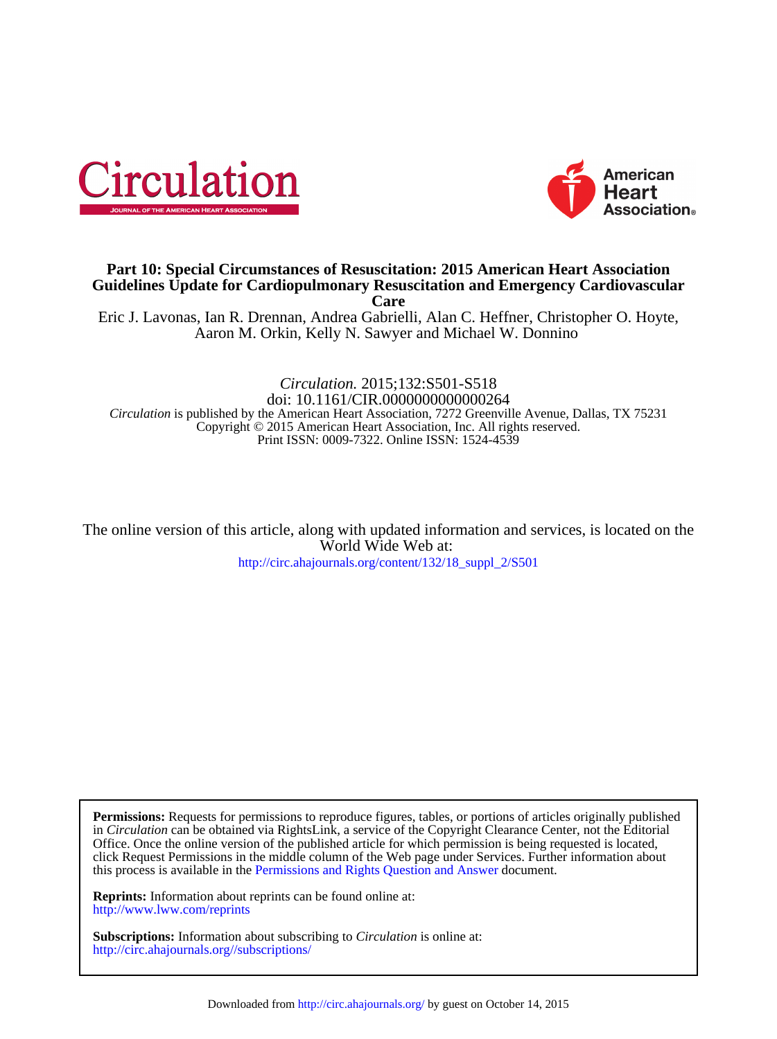# Part 10: Special Circumstances of Resuscitation: 2015 American Heart Association Guidelines Update for Cardiopulmonary Resuscitation and Emergency Cardiovascular Care

Eric J. Lavonas, Ian R. Drennan, Andrea Gabrielli, Alan C. Heffner, Christopher O. Hoyte, Aaron M. Orkin, Kelly N. Sawyer and Michael W. Donnino

*Circulation.* 2015;132:S501-S518

doi: 10.1161/CIR.0000000000000264

*Circulation* is published by the American Heart Association, 7272 Greenville Avenue, Dallas, TX 75231

Copyright © 2015 American Heart Association, Inc. All rights reserved.

Print ISSN: 0009-7322. Online ISSN: 1524-4539

The online version of this article, along with updated information and services, is located on the World Wide Web at:

http://circ.ahajournals.org/content/132/18_suppl_2/S501

**Permissions:** Requests for permissions to reproduce figures, tables, or portions of articles originally published in *Circulation* can be obtained via RightsLink, a service of the Copyright Clearance Center, not the Editorial Office. Once the online version of the published article for which permission is being requested is located, click Request Permissions in the middle column of the Web page under Services. Further information about this process is available in the Permissions and Rights Question and Answer document.

**Reprints:** Information about reprints can be found online at:
http://www.lww.com/reprints

**Subscriptions:** Information about subscribing to *Circulation* is online at:
http://circ.ahajournals.org//subscriptions/

Downloaded from http://circ.ahajournals.org/ by guest on October 14, 2015